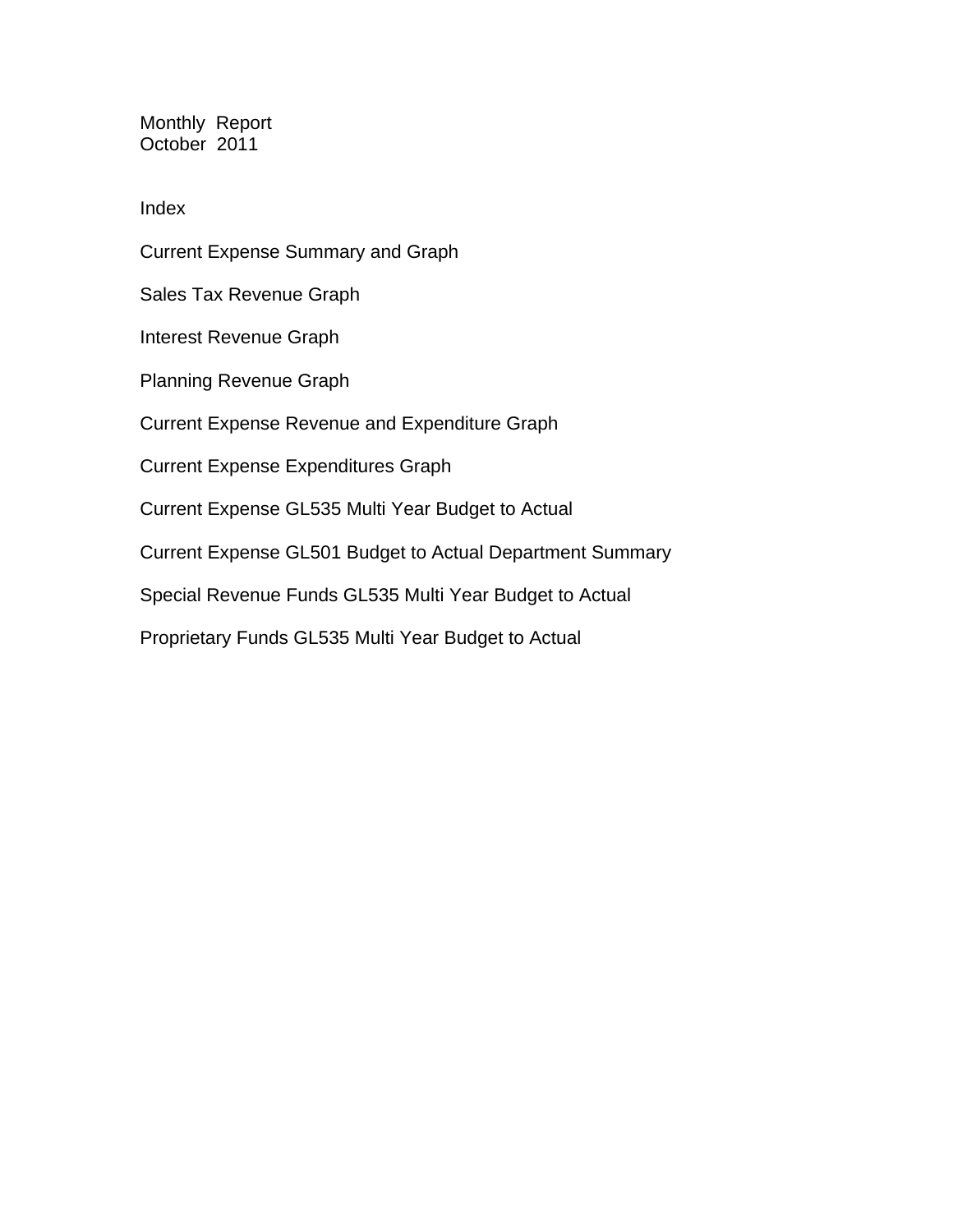# Monthly Report
## October 2011

## Index

Current Expense Summary and Graph

Sales Tax Revenue Graph

Interest Revenue Graph

Planning Revenue Graph

Current Expense Revenue and Expenditure Graph

Current Expense Expenditures Graph

Current Expense GL535 Multi Year Budget to Actual

Current Expense GL501 Budget to Actual Department Summary

Special Revenue Funds GL535 Multi Year Budget to Actual

Proprietary Funds GL535 Multi Year Budget to Actual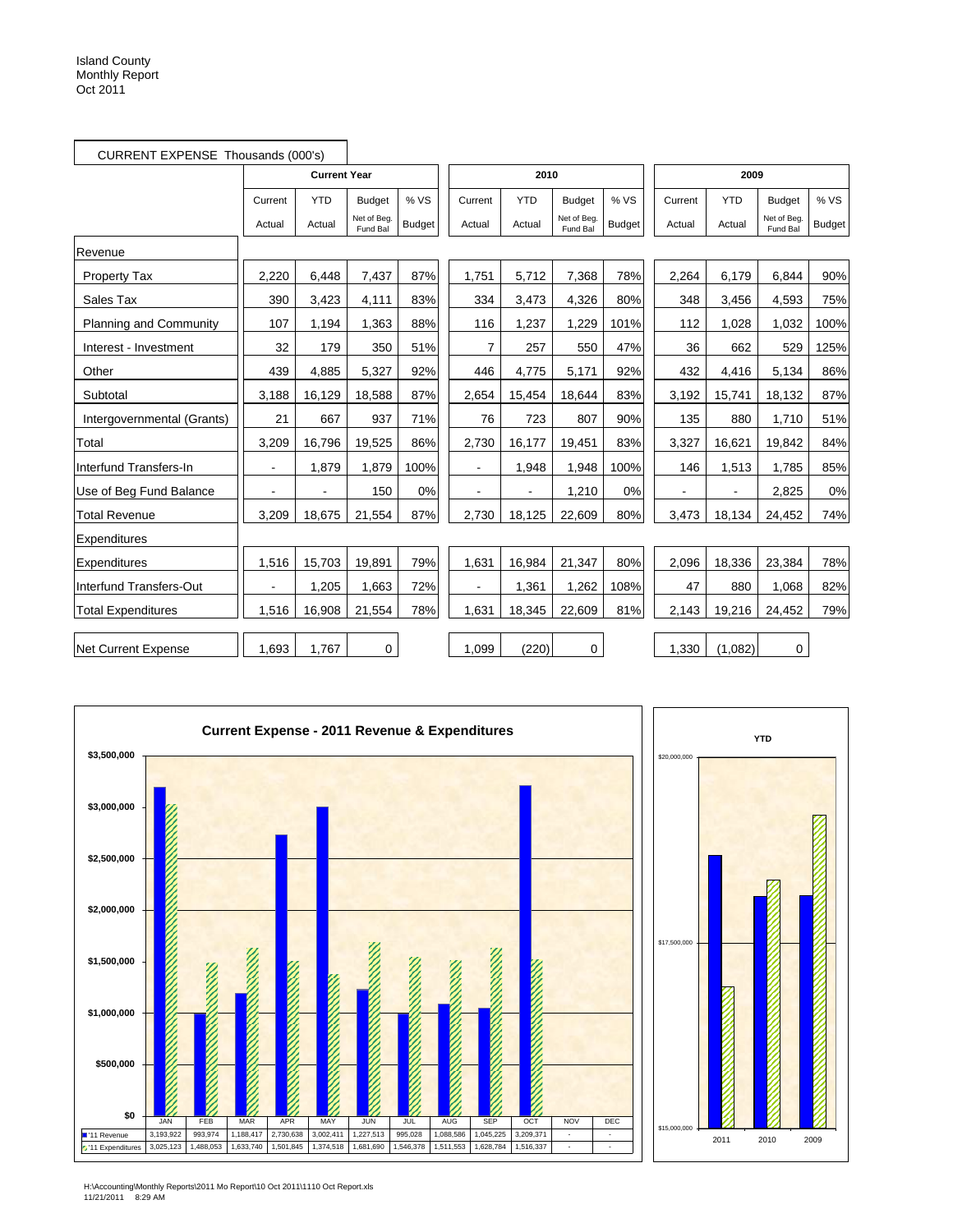Island County
Monthly Report
Oct 2011

CURRENT EXPENSE Thousands (000's)

| | Current Year | | | | 2010 | | | | 2009 | | | |
|---|---|---|---|---|---|---|---|---|---|---|---|---|
| | Current Actual | YTD Actual | Budget Net of Beg. Fund Bal | % VS Budget | Current Actual | YTD Actual | Budget Net of Beg. Fund Bal | % VS Budget | Current Actual | YTD Actual | Budget Net of Beg. Fund Bal | % VS Budget |
| **Revenue** | | | | | | | | | | | | |
| Property Tax | 2,220 | 6,448 | 7,437 | 87% | 1,751 | 5,712 | 7,368 | 78% | 2,264 | 6,179 | 6,844 | 90% |
| Sales Tax | 390 | 3,423 | 4,111 | 83% | 334 | 3,473 | 4,326 | 80% | 348 | 3,456 | 4,593 | 75% |
| Planning and Community | 107 | 1,194 | 1,363 | 88% | 116 | 1,237 | 1,229 | 101% | 112 | 1,028 | 1,032 | 100% |
| Interest - Investment | 32 | 179 | 350 | 51% | 7 | 257 | 550 | 47% | 36 | 662 | 529 | 125% |
| Other | 439 | 4,885 | 5,327 | 92% | 446 | 4,775 | 5,171 | 92% | 432 | 4,416 | 5,134 | 86% |
| Subtotal | 3,188 | 16,129 | 18,588 | 87% | 2,654 | 15,454 | 18,644 | 83% | 3,192 | 15,741 | 18,132 | 87% |
| Intergovernmental (Grants) | 21 | 667 | 937 | 71% | 76 | 723 | 807 | 90% | 135 | 880 | 1,710 | 51% |
| Total | 3,209 | 16,796 | 19,525 | 86% | 2,730 | 16,177 | 19,451 | 83% | 3,327 | 16,621 | 19,842 | 84% |
| Interfund Transfers-In | - | 1,879 | 1,879 | 100% | - | 1,948 | 1,948 | 100% | 146 | 1,513 | 1,785 | 85% |
| Use of Beg Fund Balance | - | - | 150 | 0% | - | - | 1,210 | 0% | - | - | 2,825 | 0% |
| Total Revenue | 3,209 | 18,675 | 21,554 | 87% | 2,730 | 18,125 | 22,609 | 80% | 3,473 | 18,134 | 24,452 | 74% |
| **Expenditures** | | | | | | | | | | | | |
| Expenditures | 1,516 | 15,703 | 19,891 | 79% | 1,631 | 16,984 | 21,347 | 80% | 2,096 | 18,336 | 23,384 | 78% |
| Interfund Transfers-Out | - | 1,205 | 1,663 | 72% | - | 1,361 | 1,262 | 108% | 47 | 880 | 1,068 | 82% |
| Total Expenditures | 1,516 | 16,908 | 21,554 | 78% | 1,631 | 18,345 | 22,609 | 81% | 2,143 | 19,216 | 24,452 | 79% |
| Net Current Expense | 1,693 | 1,767 | 0 | | 1,099 | (220) | 0 | | 1,330 | (1,082) | 0 | |

**Current Expense - 2011 Revenue & Expenditures**

| | JAN | FEB | MAR | APR | MAY | JUN | JUL | AUG | SEP | OCT | NOV | DEC |
|---|---|---|---|---|---|---|---|---|---|---|---|---|
| '11 Revenue | 3,193,922 | 993,974 | 1,188,417 | 2,730,638 | 3,002,411 | 1,227,513 | 995,028 | 1,088,586 | 1,045,225 | 3,209,371 | - | - |
| '11 Expenditures | 3,025,123 | 1,488,053 | 1,633,740 | 1,501,845 | 1,374,518 | 1,681,690 | 1,546,378 | 1,511,553 | 1,628,784 | 1,516,337 | - | - |

**YTD**

H:\Accounting\Monthly Reports\2011 Mo Report\10 Oct 2011\1110 Oct Report.xls
11/21/2011 8:29 AM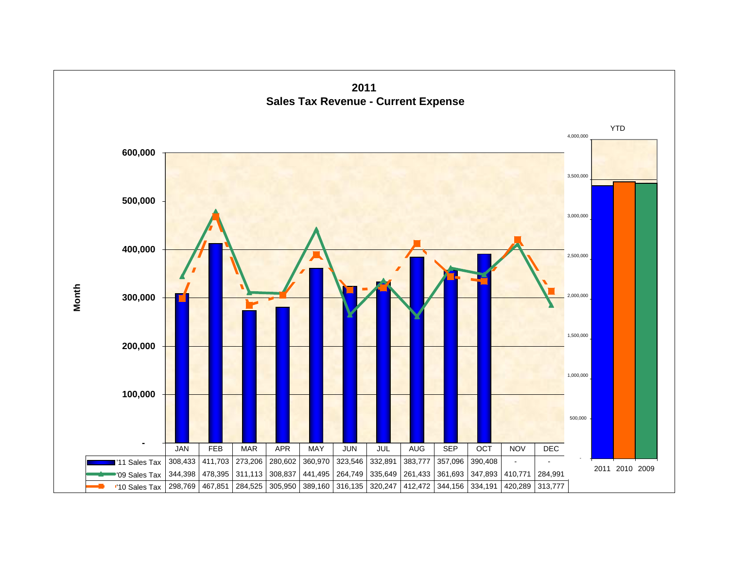# 2011
## Sales Tax Revenue - Current Expense

| | JAN | FEB | MAR | APR | MAY | JUN | JUL | AUG | SEP | OCT | NOV | DEC |
|---|---|---|---|---|---|---|---|---|---|---|---|---|
| '11 Sales Tax | 308,433 | 411,703 | 273,206 | 280,602 | 360,970 | 323,546 | 332,891 | 383,777 | 357,096 | 390,408 | - | - |
| '09 Sales Tax | 344,398 | 478,395 | 311,113 | 308,837 | 441,495 | 264,749 | 335,649 | 261,433 | 361,693 | 347,893 | 410,771 | 284,991 |
| '10 Sales Tax | 298,769 | 467,851 | 284,525 | 305,950 | 389,160 | 316,135 | 320,247 | 412,472 | 344,156 | 334,191 | 420,289 | 313,777 |

Month

YTD

2011 2010 2009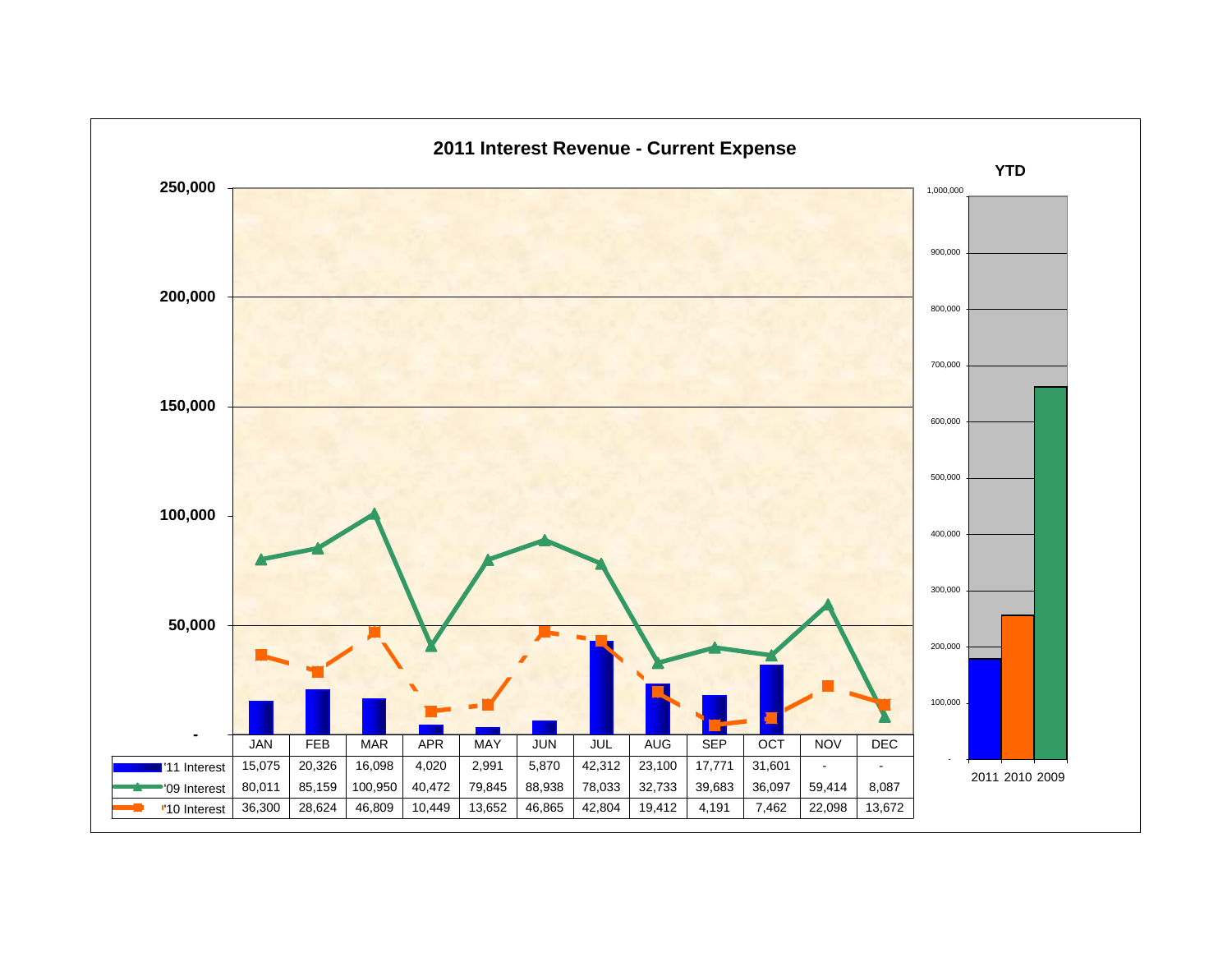# 2011 Interest Revenue - Current Expense

| | JAN | FEB | MAR | APR | MAY | JUN | JUL | AUG | SEP | OCT | NOV | DEC |
|---|---|---|---|---|---|---|---|---|---|---|---|---|
| '11 Interest | 15,075 | 20,326 | 16,098 | 4,020 | 2,991 | 5,870 | 42,312 | 23,100 | 17,771 | 31,601 | - | - |
| '09 Interest | 80,011 | 85,159 | 100,950 | 40,472 | 79,845 | 88,938 | 78,033 | 32,733 | 39,683 | 36,097 | 59,414 | 8,087 |
| '10 Interest | 36,300 | 28,624 | 46,809 | 10,449 | 13,652 | 46,865 | 42,804 | 19,412 | 4,191 | 7,462 | 22,098 | 13,672 |

**YTD**

2011 2010 2009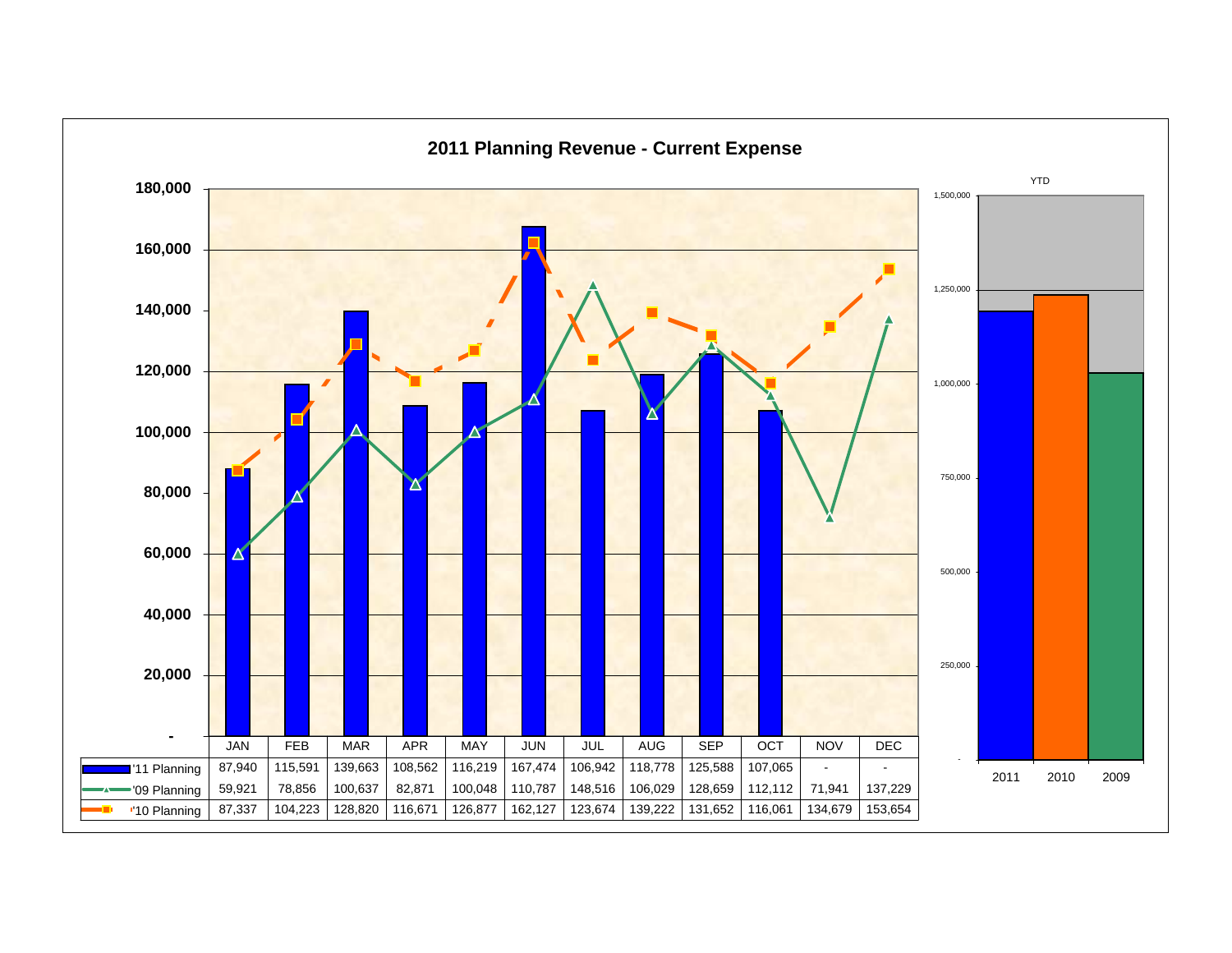## 2011 Planning Revenue - Current Expense

| | JAN | FEB | MAR | APR | MAY | JUN | JUL | AUG | SEP | OCT | NOV | DEC |
|---|---|---|---|---|---|---|---|---|---|---|---|---|
| '11 Planning | 87,940 | 115,591 | 139,663 | 108,562 | 116,219 | 167,474 | 106,942 | 118,778 | 125,588 | 107,065 | - | - |
| '09 Planning | 59,921 | 78,856 | 100,637 | 82,871 | 100,048 | 110,787 | 148,516 | 106,029 | 128,659 | 112,112 | 71,941 | 137,229 |
| '10 Planning | 87,337 | 104,223 | 128,820 | 116,671 | 126,877 | 162,127 | 123,674 | 139,222 | 131,652 | 116,061 | 134,679 | 153,654 |

YTD

| 2011 | 2010 | 2009 |
|---|---|---|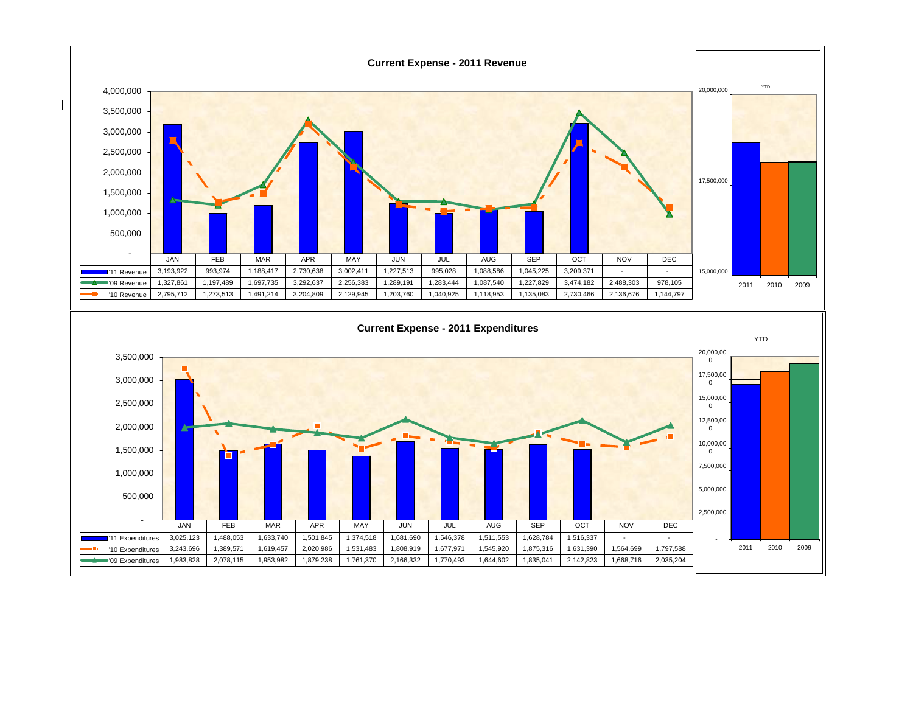## Current Expense - 2011 Revenue

| | JAN | FEB | MAR | APR | MAY | JUN | JUL | AUG | SEP | OCT | NOV | DEC |
|---|---|---|---|---|---|---|---|---|---|---|---|---|
| '11 Revenue | 3,193,922 | 993,974 | 1,188,417 | 2,730,638 | 3,002,411 | 1,227,513 | 995,028 | 1,088,586 | 1,045,225 | 3,209,371 | - | - |
| '09 Revenue | 1,327,861 | 1,197,489 | 1,697,735 | 3,292,637 | 2,256,383 | 1,289,191 | 1,283,444 | 1,087,540 | 1,227,829 | 3,474,182 | 2,488,303 | 978,105 |
| '10 Revenue | 2,795,712 | 1,273,513 | 1,491,214 | 3,204,809 | 2,129,945 | 1,203,760 | 1,040,925 | 1,118,953 | 1,135,083 | 2,730,466 | 2,136,676 | 1,144,797 |

YTD: 2011, 2010, 2009

## Current Expense - 2011 Expenditures

| | JAN | FEB | MAR | APR | MAY | JUN | JUL | AUG | SEP | OCT | NOV | DEC |
|---|---|---|---|---|---|---|---|---|---|---|---|---|
| '11 Expenditures | 3,025,123 | 1,488,053 | 1,633,740 | 1,501,845 | 1,374,518 | 1,681,690 | 1,546,378 | 1,511,553 | 1,628,784 | 1,516,337 | - | - |
| '10 Expenditures | 3,243,696 | 1,389,571 | 1,619,457 | 2,020,986 | 1,531,483 | 1,808,919 | 1,677,971 | 1,545,920 | 1,875,316 | 1,631,390 | 1,564,699 | 1,797,588 |
| '09 Expenditures | 1,983,828 | 2,078,115 | 1,953,982 | 1,879,238 | 1,761,370 | 2,166,332 | 1,770,493 | 1,644,602 | 1,835,041 | 2,142,823 | 1,668,716 | 2,035,204 |

YTD: 2011, 2010, 2009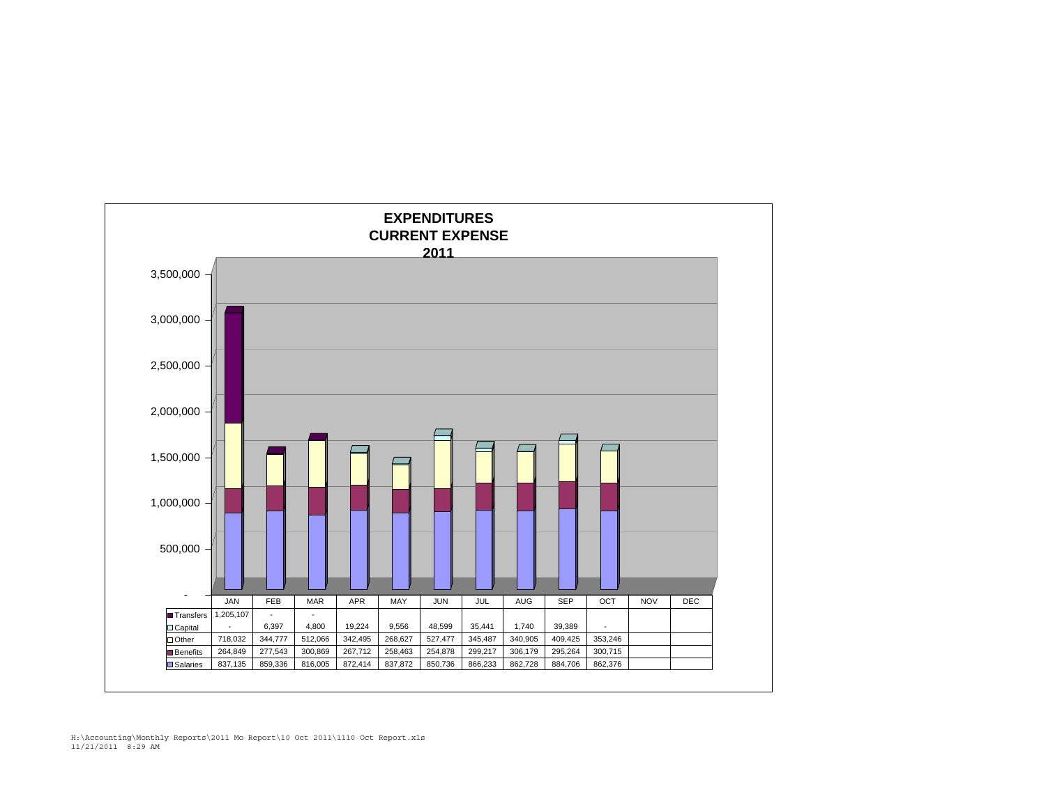# EXPENDITURES
## CURRENT EXPENSE
## 2011

| | JAN | FEB | MAR | APR | MAY | JUN | JUL | AUG | SEP | OCT | NOV | DEC |
|---|---|---|---|---|---|---|---|---|---|---|---|---|
| Transfers | 1,205,107 | - | - | | | | | | | | | |
| Capital | - | 6,397 | 4,800 | 19,224 | 9,556 | 48,599 | 35,441 | 1,740 | 39,389 | - | | |
| Other | 718,032 | 344,777 | 512,066 | 342,495 | 268,627 | 527,477 | 345,487 | 340,905 | 409,425 | 353,246 | | |
| Benefits | 264,849 | 277,543 | 300,869 | 267,712 | 258,463 | 254,878 | 299,217 | 306,179 | 295,264 | 300,715 | | |
| Salaries | 837,135 | 859,336 | 816,005 | 872,414 | 837,872 | 850,736 | 866,233 | 862,728 | 884,706 | 862,376 | | |

H:\Accounting\Monthly Reports\2011 Mo Report\10 Oct 2011\1110 Oct Report.xls
11/21/2011 8:29 AM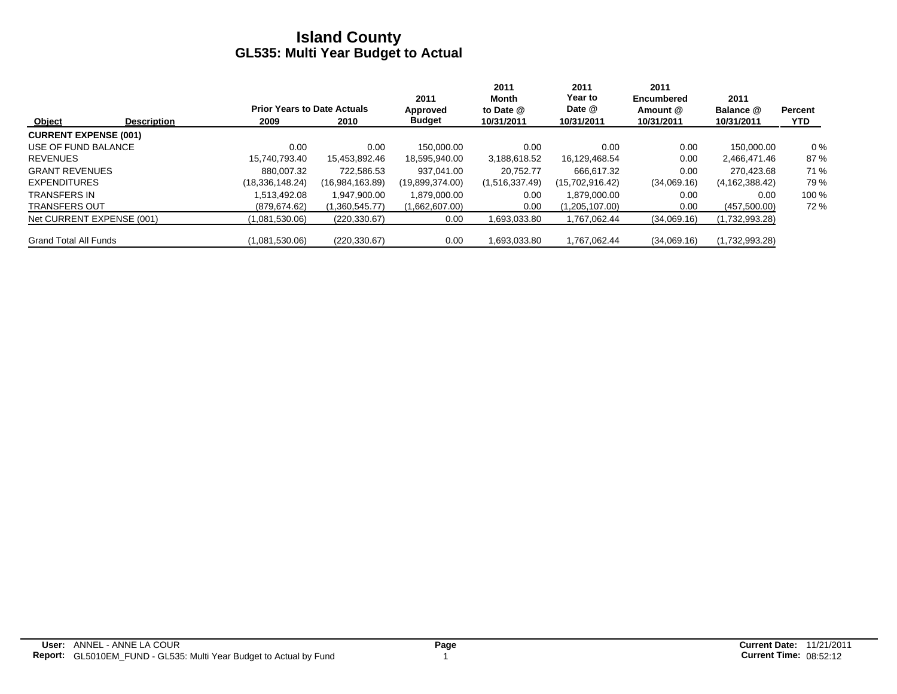# Island County
## GL535: Multi Year Budget to Actual

| Object | Description | Prior Years to Date Actuals 2009 | 2010 | 2011 Approved Budget | 2011 Month to Date @ 10/31/2011 | 2011 Year to Date @ 10/31/2011 | 2011 Encumbered Amount @ 10/31/2011 | 2011 Balance @ 10/31/2011 | Percent YTD |
|---|---|---|---|---|---|---|---|---|---|
| **CURRENT EXPENSE (001)** | | | | | | | | | |
| USE OF FUND BALANCE | | 0.00 | 0.00 | 150,000.00 | 0.00 | 0.00 | 0.00 | 150,000.00 | 0 % |
| REVENUES | | 15,740,793.40 | 15,453,892.46 | 18,595,940.00 | 3,188,618.52 | 16,129,468.54 | 0.00 | 2,466,471.46 | 87 % |
| GRANT REVENUES | | 880,007.32 | 722,586.53 | 937,041.00 | 20,752.77 | 666,617.32 | 0.00 | 270,423.68 | 71 % |
| EXPENDITURES | | (18,336,148.24) | (16,984,163.89) | (19,899,374.00) | (1,516,337.49) | (15,702,916.42) | (34,069.16) | (4,162,388.42) | 79 % |
| TRANSFERS IN | | 1,513,492.08 | 1,947,900.00 | 1,879,000.00 | 0.00 | 1,879,000.00 | 0.00 | 0.00 | 100 % |
| TRANSFERS OUT | | (879,674.62) | (1,360,545.77) | (1,662,607.00) | 0.00 | (1,205,107.00) | 0.00 | (457,500.00) | 72 % |
| Net CURRENT EXPENSE (001) | | (1,081,530.06) | (220,330.67) | 0.00 | 1,693,033.80 | 1,767,062.44 | (34,069.16) | (1,732,993.28) | |
| Grand Total All Funds | | (1,081,530.06) | (220,330.67) | 0.00 | 1,693,033.80 | 1,767,062.44 | (34,069.16) | (1,732,993.28) | |

**User:** ANNEL - ANNE LA COUR
**Report:** GL5010EM_FUND - GL535: Multi Year Budget to Actual by Fund

**Current Date:** 11/21/2011
**Current Time:** 08:52:12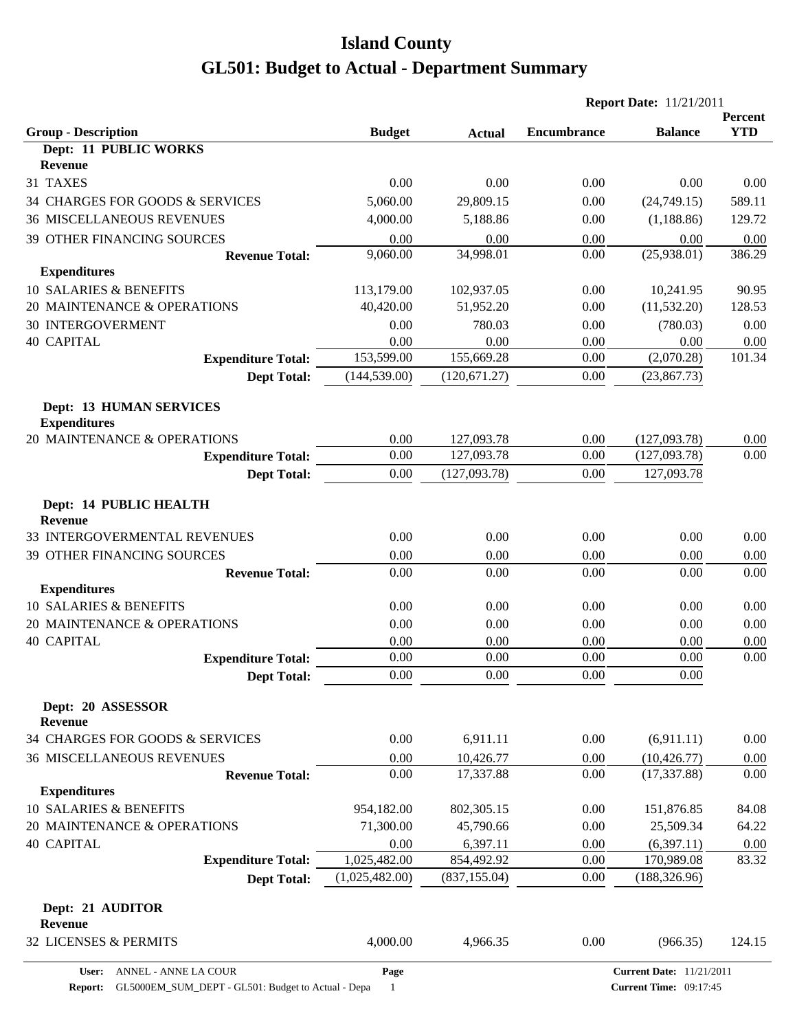# Island County

## GL501: Budget to Actual - Department Summary

**Report Date:** 11/21/2011

| Group - Description | Budget | Actual | Encumbrance | Balance | Percent YTD |
|---|---|---|---|---|---|
| **Dept: 11 PUBLIC WORKS** | | | | | |
| **Revenue** | | | | | |
| 31 TAXES | 0.00 | 0.00 | 0.00 | 0.00 | 0.00 |
| 34 CHARGES FOR GOODS & SERVICES | 5,060.00 | 29,809.15 | 0.00 | (24,749.15) | 589.11 |
| 36 MISCELLANEOUS REVENUES | 4,000.00 | 5,188.86 | 0.00 | (1,188.86) | 129.72 |
| 39 OTHER FINANCING SOURCES | 0.00 | 0.00 | 0.00 | 0.00 | 0.00 |
| **Revenue Total:** | 9,060.00 | 34,998.01 | 0.00 | (25,938.01) | 386.29 |
| **Expenditures** | | | | | |
| 10 SALARIES & BENEFITS | 113,179.00 | 102,937.05 | 0.00 | 10,241.95 | 90.95 |
| 20 MAINTENANCE & OPERATIONS | 40,420.00 | 51,952.20 | 0.00 | (11,532.20) | 128.53 |
| 30 INTERGOVERMENT | 0.00 | 780.03 | 0.00 | (780.03) | 0.00 |
| 40 CAPITAL | 0.00 | 0.00 | 0.00 | 0.00 | 0.00 |
| **Expenditure Total:** | 153,599.00 | 155,669.28 | 0.00 | (2,070.28) | 101.34 |
| **Dept Total:** | (144,539.00) | (120,671.27) | 0.00 | (23,867.73) | |
| **Dept: 13 HUMAN SERVICES** | | | | | |
| **Expenditures** | | | | | |
| 20 MAINTENANCE & OPERATIONS | 0.00 | 127,093.78 | 0.00 | (127,093.78) | 0.00 |
| **Expenditure Total:** | 0.00 | 127,093.78 | 0.00 | (127,093.78) | 0.00 |
| **Dept Total:** | 0.00 | (127,093.78) | 0.00 | 127,093.78 | |
| **Dept: 14 PUBLIC HEALTH** | | | | | |
| **Revenue** | | | | | |
| 33 INTERGOVERMENTAL REVENUES | 0.00 | 0.00 | 0.00 | 0.00 | 0.00 |
| 39 OTHER FINANCING SOURCES | 0.00 | 0.00 | 0.00 | 0.00 | 0.00 |
| **Revenue Total:** | 0.00 | 0.00 | 0.00 | 0.00 | 0.00 |
| **Expenditures** | | | | | |
| 10 SALARIES & BENEFITS | 0.00 | 0.00 | 0.00 | 0.00 | 0.00 |
| 20 MAINTENANCE & OPERATIONS | 0.00 | 0.00 | 0.00 | 0.00 | 0.00 |
| 40 CAPITAL | 0.00 | 0.00 | 0.00 | 0.00 | 0.00 |
| **Expenditure Total:** | 0.00 | 0.00 | 0.00 | 0.00 | 0.00 |
| **Dept Total:** | 0.00 | 0.00 | 0.00 | 0.00 | |
| **Dept: 20 ASSESSOR** | | | | | |
| **Revenue** | | | | | |
| 34 CHARGES FOR GOODS & SERVICES | 0.00 | 6,911.11 | 0.00 | (6,911.11) | 0.00 |
| 36 MISCELLANEOUS REVENUES | 0.00 | 10,426.77 | 0.00 | (10,426.77) | 0.00 |
| **Revenue Total:** | 0.00 | 17,337.88 | 0.00 | (17,337.88) | 0.00 |
| **Expenditures** | | | | | |
| 10 SALARIES & BENEFITS | 954,182.00 | 802,305.15 | 0.00 | 151,876.85 | 84.08 |
| 20 MAINTENANCE & OPERATIONS | 71,300.00 | 45,790.66 | 0.00 | 25,509.34 | 64.22 |
| 40 CAPITAL | 0.00 | 6,397.11 | 0.00 | (6,397.11) | 0.00 |
| **Expenditure Total:** | 1,025,482.00 | 854,492.92 | 0.00 | 170,989.08 | 83.32 |
| **Dept Total:** | (1,025,482.00) | (837,155.04) | 0.00 | (188,326.96) | |
| **Dept: 21 AUDITOR** | | | | | |
| **Revenue** | | | | | |
| 32 LICENSES & PERMITS | 4,000.00 | 4,966.35 | 0.00 | (966.35) | 124.15 |

**User:** ANNEL - ANNE LA COUR  
**Report:** GL5000EM_SUM_DEPT - GL501: Budget to Actual - Depa  
**Current Date:** 11/21/2011  
**Current Time:** 09:17:45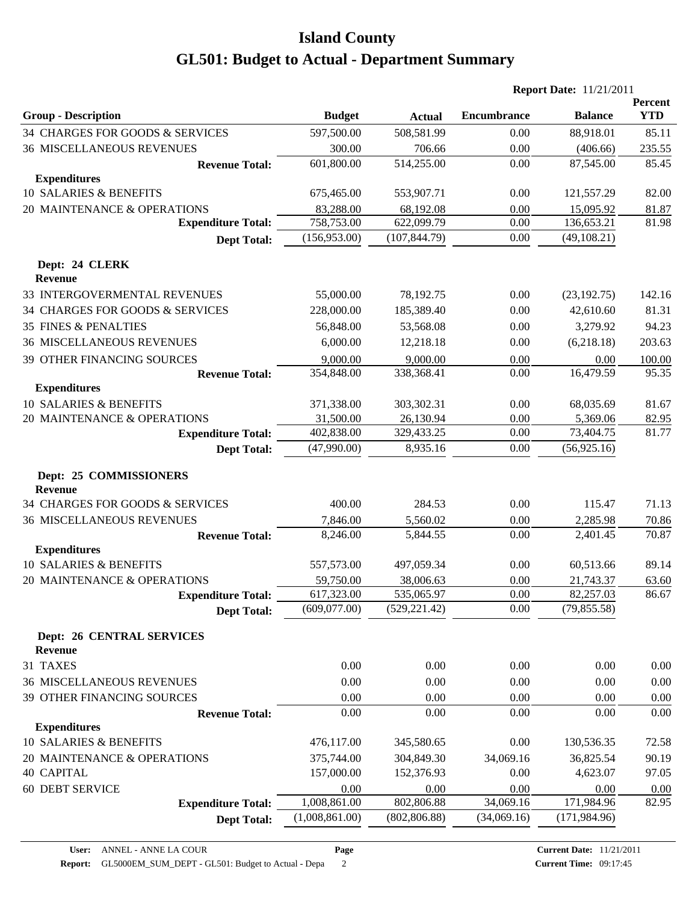# Island County

# GL501: Budget to Actual - Department Summary

**Report Date:** 11/21/2011

| Group - Description | Budget | Actual | Encumbrance | Balance | Percent YTD |
|---|---|---|---|---|---|
| 34 CHARGES FOR GOODS & SERVICES | 597,500.00 | 508,581.99 | 0.00 | 88,918.01 | 85.11 |
| 36 MISCELLANEOUS REVENUES | 300.00 | 706.66 | 0.00 | (406.66) | 235.55 |
| **Revenue Total:** | 601,800.00 | 514,255.00 | 0.00 | 87,545.00 | 85.45 |
| **Expenditures** | | | | | |
| 10 SALARIES & BENEFITS | 675,465.00 | 553,907.71 | 0.00 | 121,557.29 | 82.00 |
| 20 MAINTENANCE & OPERATIONS | 83,288.00 | 68,192.08 | 0.00 | 15,095.92 | 81.87 |
| **Expenditure Total:** | 758,753.00 | 622,099.79 | 0.00 | 136,653.21 | 81.98 |
| **Dept Total:** | (156,953.00) | (107,844.79) | 0.00 | (49,108.21) | |
| **Dept: 24 CLERK** | | | | | |
| **Revenue** | | | | | |
| 33 INTERGOVERMENTAL REVENUES | 55,000.00 | 78,192.75 | 0.00 | (23,192.75) | 142.16 |
| 34 CHARGES FOR GOODS & SERVICES | 228,000.00 | 185,389.40 | 0.00 | 42,610.60 | 81.31 |
| 35 FINES & PENALTIES | 56,848.00 | 53,568.08 | 0.00 | 3,279.92 | 94.23 |
| 36 MISCELLANEOUS REVENUES | 6,000.00 | 12,218.18 | 0.00 | (6,218.18) | 203.63 |
| 39 OTHER FINANCING SOURCES | 9,000.00 | 9,000.00 | 0.00 | 0.00 | 100.00 |
| **Revenue Total:** | 354,848.00 | 338,368.41 | 0.00 | 16,479.59 | 95.35 |
| **Expenditures** | | | | | |
| 10 SALARIES & BENEFITS | 371,338.00 | 303,302.31 | 0.00 | 68,035.69 | 81.67 |
| 20 MAINTENANCE & OPERATIONS | 31,500.00 | 26,130.94 | 0.00 | 5,369.06 | 82.95 |
| **Expenditure Total:** | 402,838.00 | 329,433.25 | 0.00 | 73,404.75 | 81.77 |
| **Dept Total:** | (47,990.00) | 8,935.16 | 0.00 | (56,925.16) | |
| **Dept: 25 COMMISSIONERS** | | | | | |
| **Revenue** | | | | | |
| 34 CHARGES FOR GOODS & SERVICES | 400.00 | 284.53 | 0.00 | 115.47 | 71.13 |
| 36 MISCELLANEOUS REVENUES | 7,846.00 | 5,560.02 | 0.00 | 2,285.98 | 70.86 |
| **Revenue Total:** | 8,246.00 | 5,844.55 | 0.00 | 2,401.45 | 70.87 |
| **Expenditures** | | | | | |
| 10 SALARIES & BENEFITS | 557,573.00 | 497,059.34 | 0.00 | 60,513.66 | 89.14 |
| 20 MAINTENANCE & OPERATIONS | 59,750.00 | 38,006.63 | 0.00 | 21,743.37 | 63.60 |
| **Expenditure Total:** | 617,323.00 | 535,065.97 | 0.00 | 82,257.03 | 86.67 |
| **Dept Total:** | (609,077.00) | (529,221.42) | 0.00 | (79,855.58) | |
| **Dept: 26 CENTRAL SERVICES** | | | | | |
| **Revenue** | | | | | |
| 31 TAXES | 0.00 | 0.00 | 0.00 | 0.00 | 0.00 |
| 36 MISCELLANEOUS REVENUES | 0.00 | 0.00 | 0.00 | 0.00 | 0.00 |
| 39 OTHER FINANCING SOURCES | 0.00 | 0.00 | 0.00 | 0.00 | 0.00 |
| **Revenue Total:** | 0.00 | 0.00 | 0.00 | 0.00 | 0.00 |
| **Expenditures** | | | | | |
| 10 SALARIES & BENEFITS | 476,117.00 | 345,580.65 | 0.00 | 130,536.35 | 72.58 |
| 20 MAINTENANCE & OPERATIONS | 375,744.00 | 304,849.30 | 34,069.16 | 36,825.54 | 90.19 |
| 40 CAPITAL | 157,000.00 | 152,376.93 | 0.00 | 4,623.07 | 97.05 |
| 60 DEBT SERVICE | 0.00 | 0.00 | 0.00 | 0.00 | 0.00 |
| **Expenditure Total:** | 1,008,861.00 | 802,806.88 | 34,069.16 | 171,984.96 | 82.95 |
| **Dept Total:** | (1,008,861.00) | (802,806.88) | (34,069.16) | (171,984.96) | |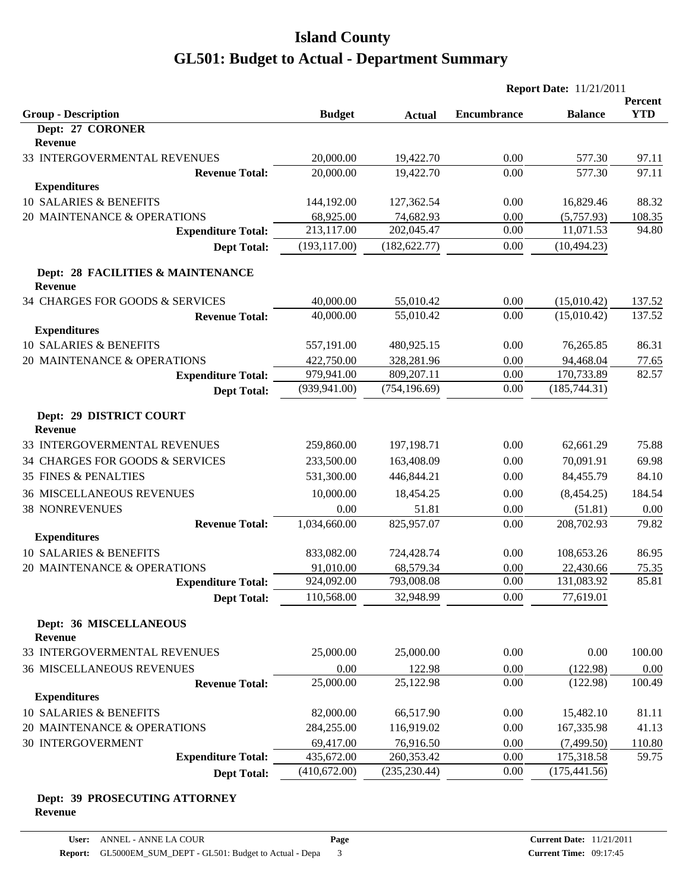# Island County

# GL501: Budget to Actual - Department Summary

**Report Date:** 11/21/2011

| Group - Description | Budget | Actual | Encumbrance | Balance | Percent YTD |
|---|---|---|---|---|---|
| **Dept: 27 CORONER** | | | | | |
| **Revenue** | | | | | |
| 33 INTERGOVERMENTAL REVENUES | 20,000.00 | 19,422.70 | 0.00 | 577.30 | 97.11 |
| **Revenue Total:** | 20,000.00 | 19,422.70 | 0.00 | 577.30 | 97.11 |
| **Expenditures** | | | | | |
| 10 SALARIES & BENEFITS | 144,192.00 | 127,362.54 | 0.00 | 16,829.46 | 88.32 |
| 20 MAINTENANCE & OPERATIONS | 68,925.00 | 74,682.93 | 0.00 | (5,757.93) | 108.35 |
| **Expenditure Total:** | 213,117.00 | 202,045.47 | 0.00 | 11,071.53 | 94.80 |
| **Dept Total:** | (193,117.00) | (182,622.77) | 0.00 | (10,494.23) | |
| **Dept: 28 FACILITIES & MAINTENANCE** | | | | | |
| **Revenue** | | | | | |
| 34 CHARGES FOR GOODS & SERVICES | 40,000.00 | 55,010.42 | 0.00 | (15,010.42) | 137.52 |
| **Revenue Total:** | 40,000.00 | 55,010.42 | 0.00 | (15,010.42) | 137.52 |
| **Expenditures** | | | | | |
| 10 SALARIES & BENEFITS | 557,191.00 | 480,925.15 | 0.00 | 76,265.85 | 86.31 |
| 20 MAINTENANCE & OPERATIONS | 422,750.00 | 328,281.96 | 0.00 | 94,468.04 | 77.65 |
| **Expenditure Total:** | 979,941.00 | 809,207.11 | 0.00 | 170,733.89 | 82.57 |
| **Dept Total:** | (939,941.00) | (754,196.69) | 0.00 | (185,744.31) | |
| **Dept: 29 DISTRICT COURT** | | | | | |
| **Revenue** | | | | | |
| 33 INTERGOVERMENTAL REVENUES | 259,860.00 | 197,198.71 | 0.00 | 62,661.29 | 75.88 |
| 34 CHARGES FOR GOODS & SERVICES | 233,500.00 | 163,408.09 | 0.00 | 70,091.91 | 69.98 |
| 35 FINES & PENALTIES | 531,300.00 | 446,844.21 | 0.00 | 84,455.79 | 84.10 |
| 36 MISCELLANEOUS REVENUES | 10,000.00 | 18,454.25 | 0.00 | (8,454.25) | 184.54 |
| 38 NONREVENUES | 0.00 | 51.81 | 0.00 | (51.81) | 0.00 |
| **Revenue Total:** | 1,034,660.00 | 825,957.07 | 0.00 | 208,702.93 | 79.82 |
| **Expenditures** | | | | | |
| 10 SALARIES & BENEFITS | 833,082.00 | 724,428.74 | 0.00 | 108,653.26 | 86.95 |
| 20 MAINTENANCE & OPERATIONS | 91,010.00 | 68,579.34 | 0.00 | 22,430.66 | 75.35 |
| **Expenditure Total:** | 924,092.00 | 793,008.08 | 0.00 | 131,083.92 | 85.81 |
| **Dept Total:** | 110,568.00 | 32,948.99 | 0.00 | 77,619.01 | |
| **Dept: 36 MISCELLANEOUS** | | | | | |
| **Revenue** | | | | | |
| 33 INTERGOVERMENTAL REVENUES | 25,000.00 | 25,000.00 | 0.00 | 0.00 | 100.00 |
| 36 MISCELLANEOUS REVENUES | 0.00 | 122.98 | 0.00 | (122.98) | 0.00 |
| **Revenue Total:** | 25,000.00 | 25,122.98 | 0.00 | (122.98) | 100.49 |
| **Expenditures** | | | | | |
| 10 SALARIES & BENEFITS | 82,000.00 | 66,517.90 | 0.00 | 15,482.10 | 81.11 |
| 20 MAINTENANCE & OPERATIONS | 284,255.00 | 116,919.02 | 0.00 | 167,335.98 | 41.13 |
| 30 INTERGOVERMENT | 69,417.00 | 76,916.50 | 0.00 | (7,499.50) | 110.80 |
| **Expenditure Total:** | 435,672.00 | 260,353.42 | 0.00 | 175,318.58 | 59.75 |
| **Dept Total:** | (410,672.00) | (235,230.44) | 0.00 | (175,441.56) | |
| **Dept: 39 PROSECUTING ATTORNEY** | | | | | |
| **Revenue** | | | | | |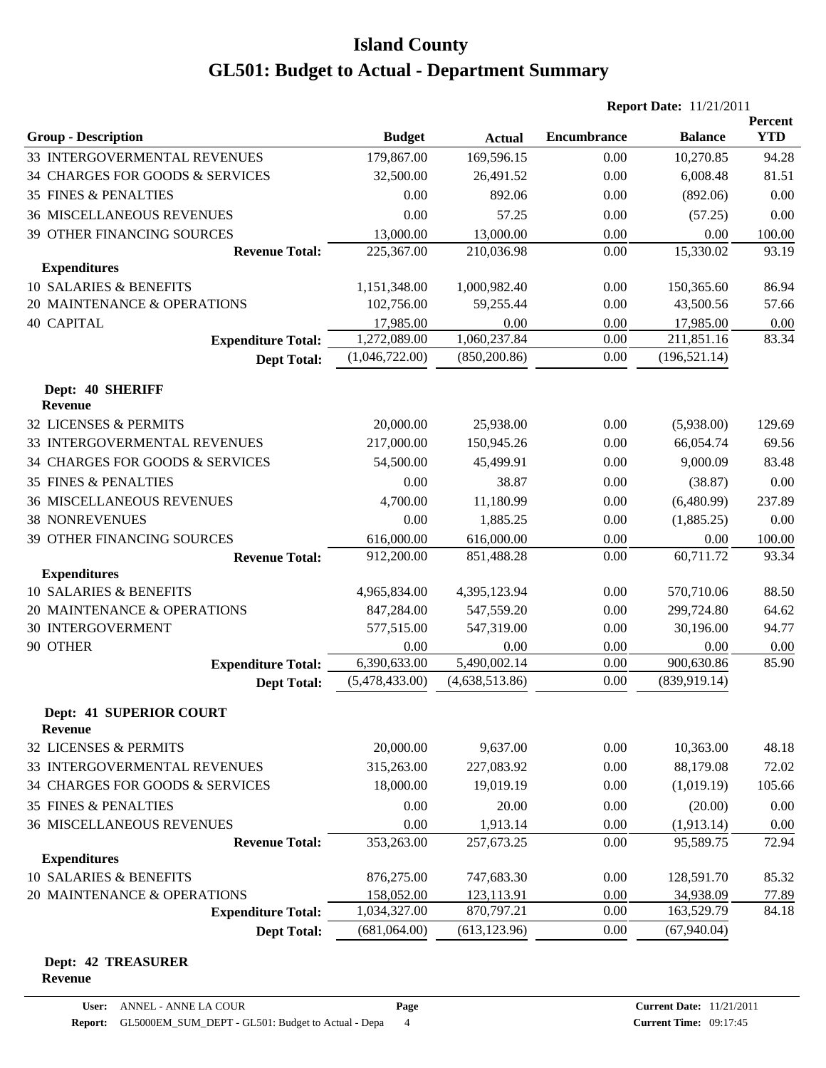# Island County

# GL501: Budget to Actual - Department Summary

**Report Date:** 11/21/2011

| Group - Description | Budget | Actual | Encumbrance | Balance | Percent YTD |
|---|---|---|---|---|---|
| 33 INTERGOVERMENTAL REVENUES | 179,867.00 | 169,596.15 | 0.00 | 10,270.85 | 94.28 |
| 34 CHARGES FOR GOODS & SERVICES | 32,500.00 | 26,491.52 | 0.00 | 6,008.48 | 81.51 |
| 35 FINES & PENALTIES | 0.00 | 892.06 | 0.00 | (892.06) | 0.00 |
| 36 MISCELLANEOUS REVENUES | 0.00 | 57.25 | 0.00 | (57.25) | 0.00 |
| 39 OTHER FINANCING SOURCES | 13,000.00 | 13,000.00 | 0.00 | 0.00 | 100.00 |
| **Revenue Total:** | 225,367.00 | 210,036.98 | 0.00 | 15,330.02 | 93.19 |
| **Expenditures** | | | | | |
| 10 SALARIES & BENEFITS | 1,151,348.00 | 1,000,982.40 | 0.00 | 150,365.60 | 86.94 |
| 20 MAINTENANCE & OPERATIONS | 102,756.00 | 59,255.44 | 0.00 | 43,500.56 | 57.66 |
| 40 CAPITAL | 17,985.00 | 0.00 | 0.00 | 17,985.00 | 0.00 |
| **Expenditure Total:** | 1,272,089.00 | 1,060,237.84 | 0.00 | 211,851.16 | 83.34 |
| **Dept Total:** | (1,046,722.00) | (850,200.86) | 0.00 | (196,521.14) | |

**Dept: 40 SHERIFF**

| Group - Description | Budget | Actual | Encumbrance | Balance | Percent YTD |
|---|---|---|---|---|---|
| **Revenue** | | | | | |
| 32 LICENSES & PERMITS | 20,000.00 | 25,938.00 | 0.00 | (5,938.00) | 129.69 |
| 33 INTERGOVERMENTAL REVENUES | 217,000.00 | 150,945.26 | 0.00 | 66,054.74 | 69.56 |
| 34 CHARGES FOR GOODS & SERVICES | 54,500.00 | 45,499.91 | 0.00 | 9,000.09 | 83.48 |
| 35 FINES & PENALTIES | 0.00 | 38.87 | 0.00 | (38.87) | 0.00 |
| 36 MISCELLANEOUS REVENUES | 4,700.00 | 11,180.99 | 0.00 | (6,480.99) | 237.89 |
| 38 NONREVENUES | 0.00 | 1,885.25 | 0.00 | (1,885.25) | 0.00 |
| 39 OTHER FINANCING SOURCES | 616,000.00 | 616,000.00 | 0.00 | 0.00 | 100.00 |
| **Revenue Total:** | 912,200.00 | 851,488.28 | 0.00 | 60,711.72 | 93.34 |
| **Expenditures** | | | | | |
| 10 SALARIES & BENEFITS | 4,965,834.00 | 4,395,123.94 | 0.00 | 570,710.06 | 88.50 |
| 20 MAINTENANCE & OPERATIONS | 847,284.00 | 547,559.20 | 0.00 | 299,724.80 | 64.62 |
| 30 INTERGOVERMENT | 577,515.00 | 547,319.00 | 0.00 | 30,196.00 | 94.77 |
| 90 OTHER | 0.00 | 0.00 | 0.00 | 0.00 | 0.00 |
| **Expenditure Total:** | 6,390,633.00 | 5,490,002.14 | 0.00 | 900,630.86 | 85.90 |
| **Dept Total:** | (5,478,433.00) | (4,638,513.86) | 0.00 | (839,919.14) | |

**Dept: 41 SUPERIOR COURT**

| Group - Description | Budget | Actual | Encumbrance | Balance | Percent YTD |
|---|---|---|---|---|---|
| **Revenue** | | | | | |
| 32 LICENSES & PERMITS | 20,000.00 | 9,637.00 | 0.00 | 10,363.00 | 48.18 |
| 33 INTERGOVERMENTAL REVENUES | 315,263.00 | 227,083.92 | 0.00 | 88,179.08 | 72.02 |
| 34 CHARGES FOR GOODS & SERVICES | 18,000.00 | 19,019.19 | 0.00 | (1,019.19) | 105.66 |
| 35 FINES & PENALTIES | 0.00 | 20.00 | 0.00 | (20.00) | 0.00 |
| 36 MISCELLANEOUS REVENUES | 0.00 | 1,913.14 | 0.00 | (1,913.14) | 0.00 |
| **Revenue Total:** | 353,263.00 | 257,673.25 | 0.00 | 95,589.75 | 72.94 |
| **Expenditures** | | | | | |
| 10 SALARIES & BENEFITS | 876,275.00 | 747,683.30 | 0.00 | 128,591.70 | 85.32 |
| 20 MAINTENANCE & OPERATIONS | 158,052.00 | 123,113.91 | 0.00 | 34,938.09 | 77.89 |
| **Expenditure Total:** | 1,034,327.00 | 870,797.21 | 0.00 | 163,529.79 | 84.18 |
| **Dept Total:** | (681,064.00) | (613,123.96) | 0.00 | (67,940.04) | |

**Dept: 42 TREASURER**

**Revenue**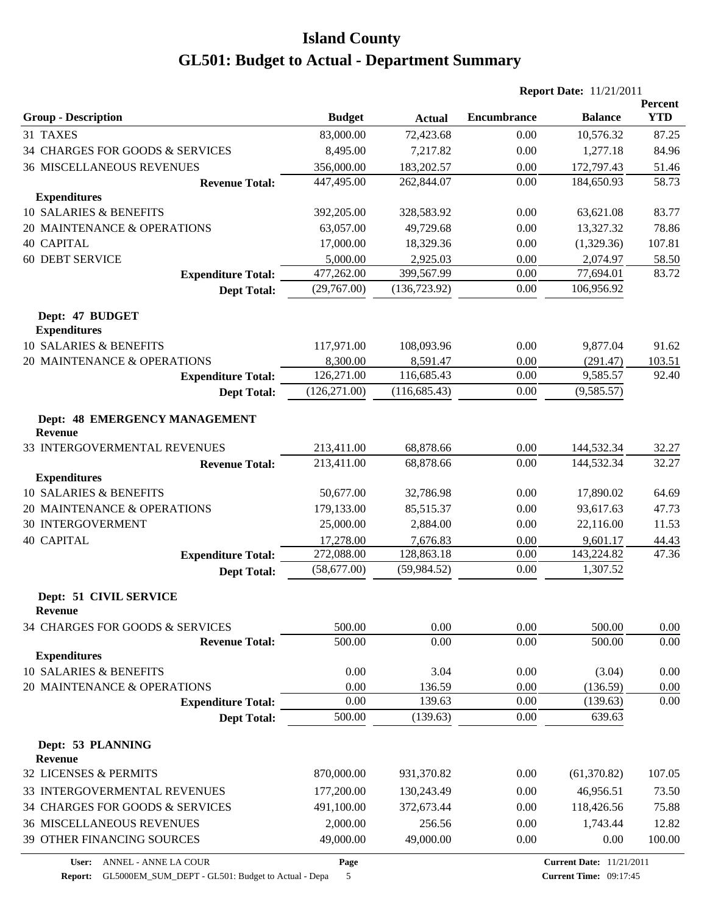# Island County

# GL501: Budget to Actual - Department Summary

**Report Date:** 11/21/2011

| Group - Description | Budget | Actual | Encumbrance | Balance | Percent YTD |
|---|---|---|---|---|---|
| 31 TAXES | 83,000.00 | 72,423.68 | 0.00 | 10,576.32 | 87.25 |
| 34 CHARGES FOR GOODS & SERVICES | 8,495.00 | 7,217.82 | 0.00 | 1,277.18 | 84.96 |
| 36 MISCELLANEOUS REVENUES | 356,000.00 | 183,202.57 | 0.00 | 172,797.43 | 51.46 |
| **Revenue Total:** | 447,495.00 | 262,844.07 | 0.00 | 184,650.93 | 58.73 |
| **Expenditures** | | | | | |
| 10 SALARIES & BENEFITS | 392,205.00 | 328,583.92 | 0.00 | 63,621.08 | 83.77 |
| 20 MAINTENANCE & OPERATIONS | 63,057.00 | 49,729.68 | 0.00 | 13,327.32 | 78.86 |
| 40 CAPITAL | 17,000.00 | 18,329.36 | 0.00 | (1,329.36) | 107.81 |
| 60 DEBT SERVICE | 5,000.00 | 2,925.03 | 0.00 | 2,074.97 | 58.50 |
| **Expenditure Total:** | 477,262.00 | 399,567.99 | 0.00 | 77,694.01 | 83.72 |
| **Dept Total:** | (29,767.00) | (136,723.92) | 0.00 | 106,956.92 | |
| **Dept: 47 BUDGET** | | | | | |
| **Expenditures** | | | | | |
| 10 SALARIES & BENEFITS | 117,971.00 | 108,093.96 | 0.00 | 9,877.04 | 91.62 |
| 20 MAINTENANCE & OPERATIONS | 8,300.00 | 8,591.47 | 0.00 | (291.47) | 103.51 |
| **Expenditure Total:** | 126,271.00 | 116,685.43 | 0.00 | 9,585.57 | 92.40 |
| **Dept Total:** | (126,271.00) | (116,685.43) | 0.00 | (9,585.57) | |
| **Dept: 48 EMERGENCY MANAGEMENT** | | | | | |
| **Revenue** | | | | | |
| 33 INTERGOVERMENTAL REVENUES | 213,411.00 | 68,878.66 | 0.00 | 144,532.34 | 32.27 |
| **Revenue Total:** | 213,411.00 | 68,878.66 | 0.00 | 144,532.34 | 32.27 |
| **Expenditures** | | | | | |
| 10 SALARIES & BENEFITS | 50,677.00 | 32,786.98 | 0.00 | 17,890.02 | 64.69 |
| 20 MAINTENANCE & OPERATIONS | 179,133.00 | 85,515.37 | 0.00 | 93,617.63 | 47.73 |
| 30 INTERGOVERMENT | 25,000.00 | 2,884.00 | 0.00 | 22,116.00 | 11.53 |
| 40 CAPITAL | 17,278.00 | 7,676.83 | 0.00 | 9,601.17 | 44.43 |
| **Expenditure Total:** | 272,088.00 | 128,863.18 | 0.00 | 143,224.82 | 47.36 |
| **Dept Total:** | (58,677.00) | (59,984.52) | 0.00 | 1,307.52 | |
| **Dept: 51 CIVIL SERVICE** | | | | | |
| **Revenue** | | | | | |
| 34 CHARGES FOR GOODS & SERVICES | 500.00 | 0.00 | 0.00 | 500.00 | 0.00 |
| **Revenue Total:** | 500.00 | 0.00 | 0.00 | 500.00 | 0.00 |
| **Expenditures** | | | | | |
| 10 SALARIES & BENEFITS | 0.00 | 3.04 | 0.00 | (3.04) | 0.00 |
| 20 MAINTENANCE & OPERATIONS | 0.00 | 136.59 | 0.00 | (136.59) | 0.00 |
| **Expenditure Total:** | 0.00 | 139.63 | 0.00 | (139.63) | 0.00 |
| **Dept Total:** | 500.00 | (139.63) | 0.00 | 639.63 | |
| **Dept: 53 PLANNING** | | | | | |
| **Revenue** | | | | | |
| 32 LICENSES & PERMITS | 870,000.00 | 931,370.82 | 0.00 | (61,370.82) | 107.05 |
| 33 INTERGOVERMENTAL REVENUES | 177,200.00 | 130,243.49 | 0.00 | 46,956.51 | 73.50 |
| 34 CHARGES FOR GOODS & SERVICES | 491,100.00 | 372,673.44 | 0.00 | 118,426.56 | 75.88 |
| 36 MISCELLANEOUS REVENUES | 2,000.00 | 256.56 | 0.00 | 1,743.44 | 12.82 |
| 39 OTHER FINANCING SOURCES | 49,000.00 | 49,000.00 | 0.00 | 0.00 | 100.00 |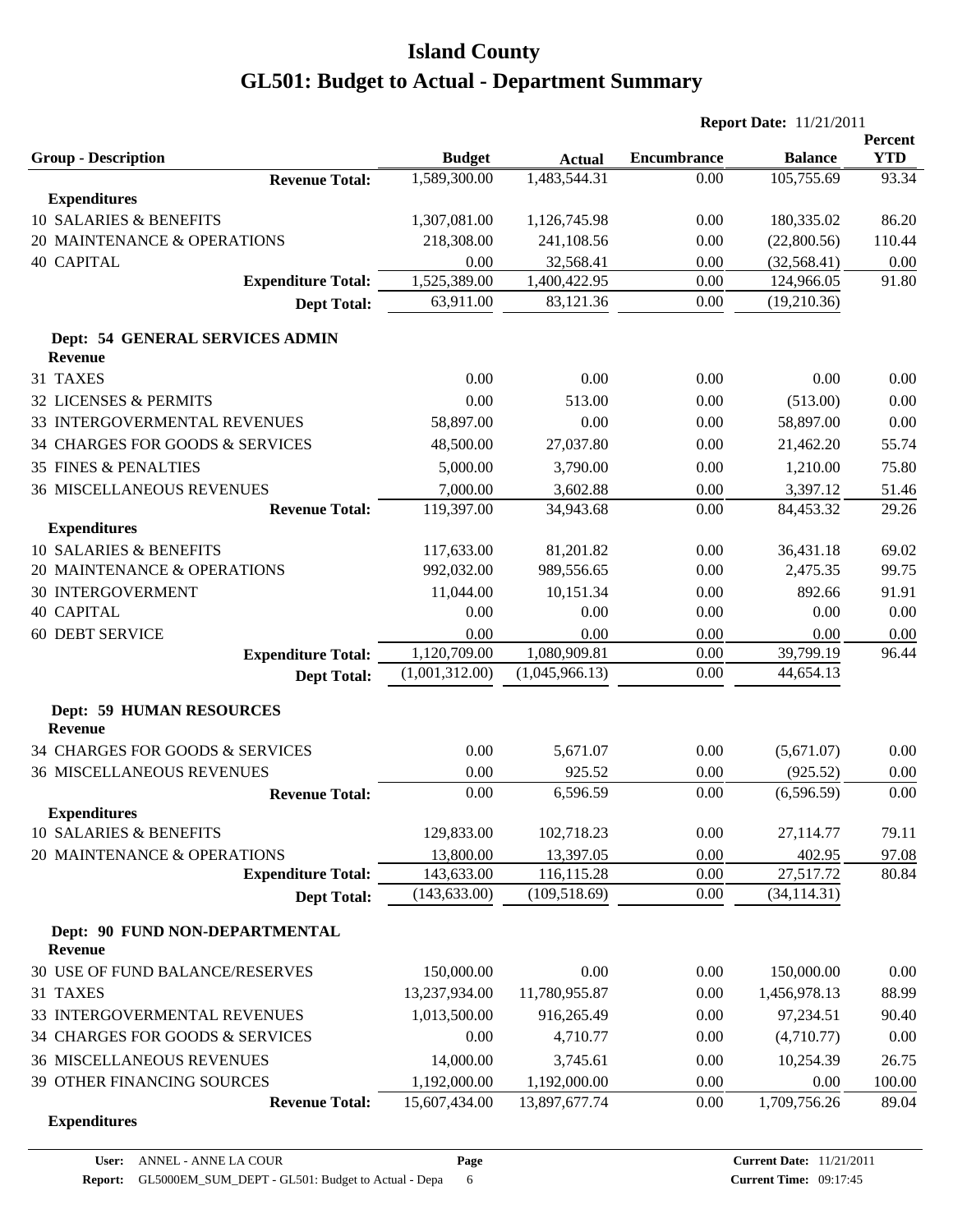# Island County

# GL501: Budget to Actual - Department Summary

**Report Date:** 11/21/2011

| Group - Description | Budget | Actual | Encumbrance | Balance | Percent YTD |
|---|---|---|---|---|---|
| **Revenue Total:** | 1,589,300.00 | 1,483,544.31 | 0.00 | 105,755.69 | 93.34 |
| **Expenditures** | | | | | |
| 10 SALARIES & BENEFITS | 1,307,081.00 | 1,126,745.98 | 0.00 | 180,335.02 | 86.20 |
| 20 MAINTENANCE & OPERATIONS | 218,308.00 | 241,108.56 | 0.00 | (22,800.56) | 110.44 |
| 40 CAPITAL | 0.00 | 32,568.41 | 0.00 | (32,568.41) | 0.00 |
| **Expenditure Total:** | 1,525,389.00 | 1,400,422.95 | 0.00 | 124,966.05 | 91.80 |
| **Dept Total:** | 63,911.00 | 83,121.36 | 0.00 | (19,210.36) | |
| **Dept: 54 GENERAL SERVICES ADMIN** | | | | | |
| **Revenue** | | | | | |
| 31 TAXES | 0.00 | 0.00 | 0.00 | 0.00 | 0.00 |
| 32 LICENSES & PERMITS | 0.00 | 513.00 | 0.00 | (513.00) | 0.00 |
| 33 INTERGOVERMENTAL REVENUES | 58,897.00 | 0.00 | 0.00 | 58,897.00 | 0.00 |
| 34 CHARGES FOR GOODS & SERVICES | 48,500.00 | 27,037.80 | 0.00 | 21,462.20 | 55.74 |
| 35 FINES & PENALTIES | 5,000.00 | 3,790.00 | 0.00 | 1,210.00 | 75.80 |
| 36 MISCELLANEOUS REVENUES | 7,000.00 | 3,602.88 | 0.00 | 3,397.12 | 51.46 |
| **Revenue Total:** | 119,397.00 | 34,943.68 | 0.00 | 84,453.32 | 29.26 |
| **Expenditures** | | | | | |
| 10 SALARIES & BENEFITS | 117,633.00 | 81,201.82 | 0.00 | 36,431.18 | 69.02 |
| 20 MAINTENANCE & OPERATIONS | 992,032.00 | 989,556.65 | 0.00 | 2,475.35 | 99.75 |
| 30 INTERGOVERMENT | 11,044.00 | 10,151.34 | 0.00 | 892.66 | 91.91 |
| 40 CAPITAL | 0.00 | 0.00 | 0.00 | 0.00 | 0.00 |
| 60 DEBT SERVICE | 0.00 | 0.00 | 0.00 | 0.00 | 0.00 |
| **Expenditure Total:** | 1,120,709.00 | 1,080,909.81 | 0.00 | 39,799.19 | 96.44 |
| **Dept Total:** | (1,001,312.00) | (1,045,966.13) | 0.00 | 44,654.13 | |
| **Dept: 59 HUMAN RESOURCES** | | | | | |
| **Revenue** | | | | | |
| 34 CHARGES FOR GOODS & SERVICES | 0.00 | 5,671.07 | 0.00 | (5,671.07) | 0.00 |
| 36 MISCELLANEOUS REVENUES | 0.00 | 925.52 | 0.00 | (925.52) | 0.00 |
| **Revenue Total:** | 0.00 | 6,596.59 | 0.00 | (6,596.59) | 0.00 |
| **Expenditures** | | | | | |
| 10 SALARIES & BENEFITS | 129,833.00 | 102,718.23 | 0.00 | 27,114.77 | 79.11 |
| 20 MAINTENANCE & OPERATIONS | 13,800.00 | 13,397.05 | 0.00 | 402.95 | 97.08 |
| **Expenditure Total:** | 143,633.00 | 116,115.28 | 0.00 | 27,517.72 | 80.84 |
| **Dept Total:** | (143,633.00) | (109,518.69) | 0.00 | (34,114.31) | |
| **Dept: 90 FUND NON-DEPARTMENTAL** | | | | | |
| **Revenue** | | | | | |
| 30 USE OF FUND BALANCE/RESERVES | 150,000.00 | 0.00 | 0.00 | 150,000.00 | 0.00 |
| 31 TAXES | 13,237,934.00 | 11,780,955.87 | 0.00 | 1,456,978.13 | 88.99 |
| 33 INTERGOVERMENTAL REVENUES | 1,013,500.00 | 916,265.49 | 0.00 | 97,234.51 | 90.40 |
| 34 CHARGES FOR GOODS & SERVICES | 0.00 | 4,710.77 | 0.00 | (4,710.77) | 0.00 |
| 36 MISCELLANEOUS REVENUES | 14,000.00 | 3,745.61 | 0.00 | 10,254.39 | 26.75 |
| 39 OTHER FINANCING SOURCES | 1,192,000.00 | 1,192,000.00 | 0.00 | 0.00 | 100.00 |
| **Revenue Total:** | 15,607,434.00 | 13,897,677.74 | 0.00 | 1,709,756.26 | 89.04 |
| **Expenditures** | | | | | |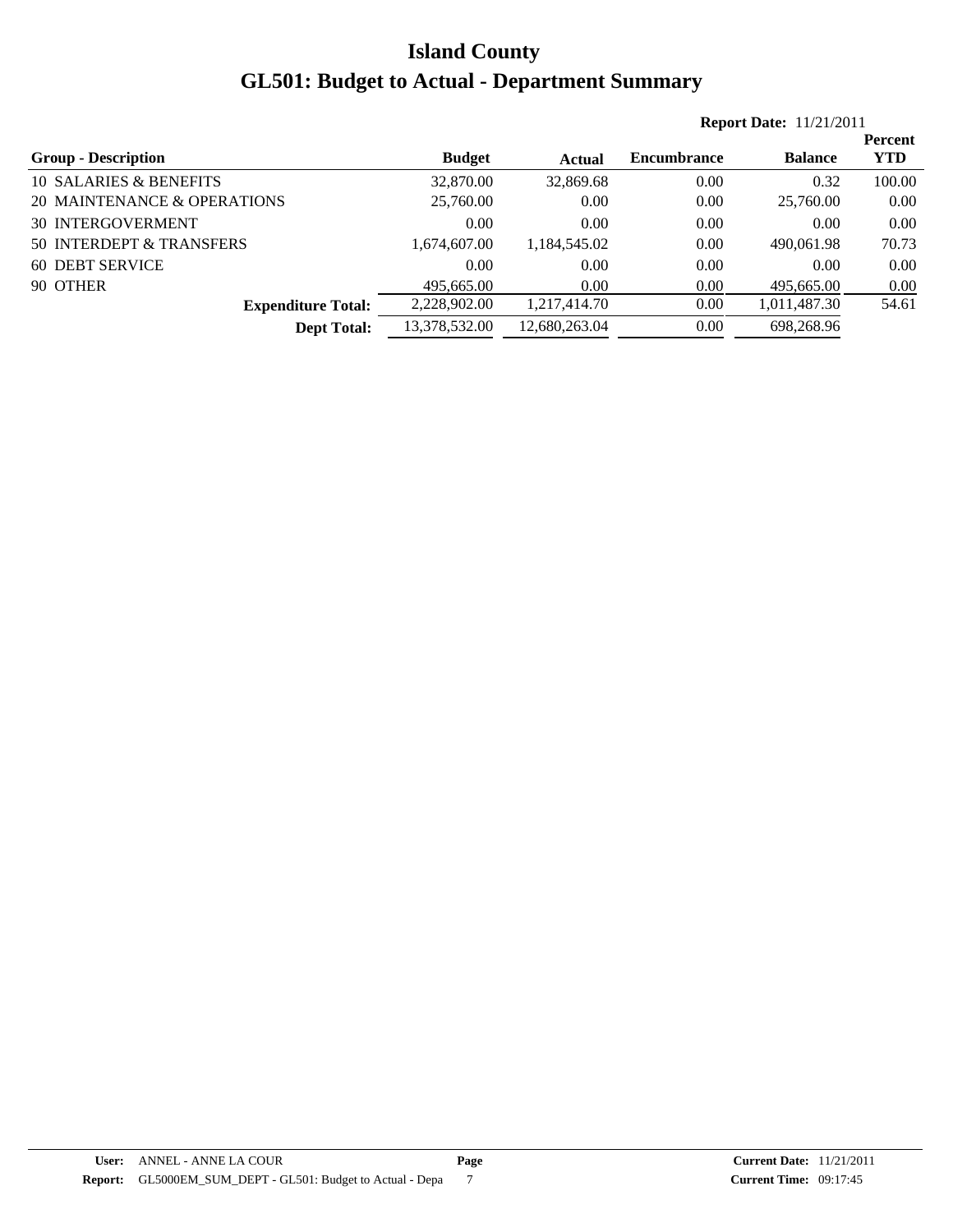# Island County

# GL501: Budget to Actual - Department Summary

**Report Date:** 11/21/2011

| Group - Description | Budget | Actual | Encumbrance | Balance | Percent YTD |
|---|---|---|---|---|---|
| 10 SALARIES & BENEFITS | 32,870.00 | 32,869.68 | 0.00 | 0.32 | 100.00 |
| 20 MAINTENANCE & OPERATIONS | 25,760.00 | 0.00 | 0.00 | 25,760.00 | 0.00 |
| 30 INTERGOVERMENT | 0.00 | 0.00 | 0.00 | 0.00 | 0.00 |
| 50 INTERDEPT & TRANSFERS | 1,674,607.00 | 1,184,545.02 | 0.00 | 490,061.98 | 70.73 |
| 60 DEBT SERVICE | 0.00 | 0.00 | 0.00 | 0.00 | 0.00 |
| 90 OTHER | 495,665.00 | 0.00 | 0.00 | 495,665.00 | 0.00 |
| **Expenditure Total:** | 2,228,902.00 | 1,217,414.70 | 0.00 | 1,011,487.30 | 54.61 |
| **Dept Total:** | 13,378,532.00 | 12,680,263.04 | 0.00 | 698,268.96 | |

**User:** ANNEL - ANNE LA COUR
**Report:** GL5000EM_SUM_DEPT - GL501: Budget to Actual - Depa
**Page** 7
**Current Date:** 11/21/2011
**Current Time:** 09:17:45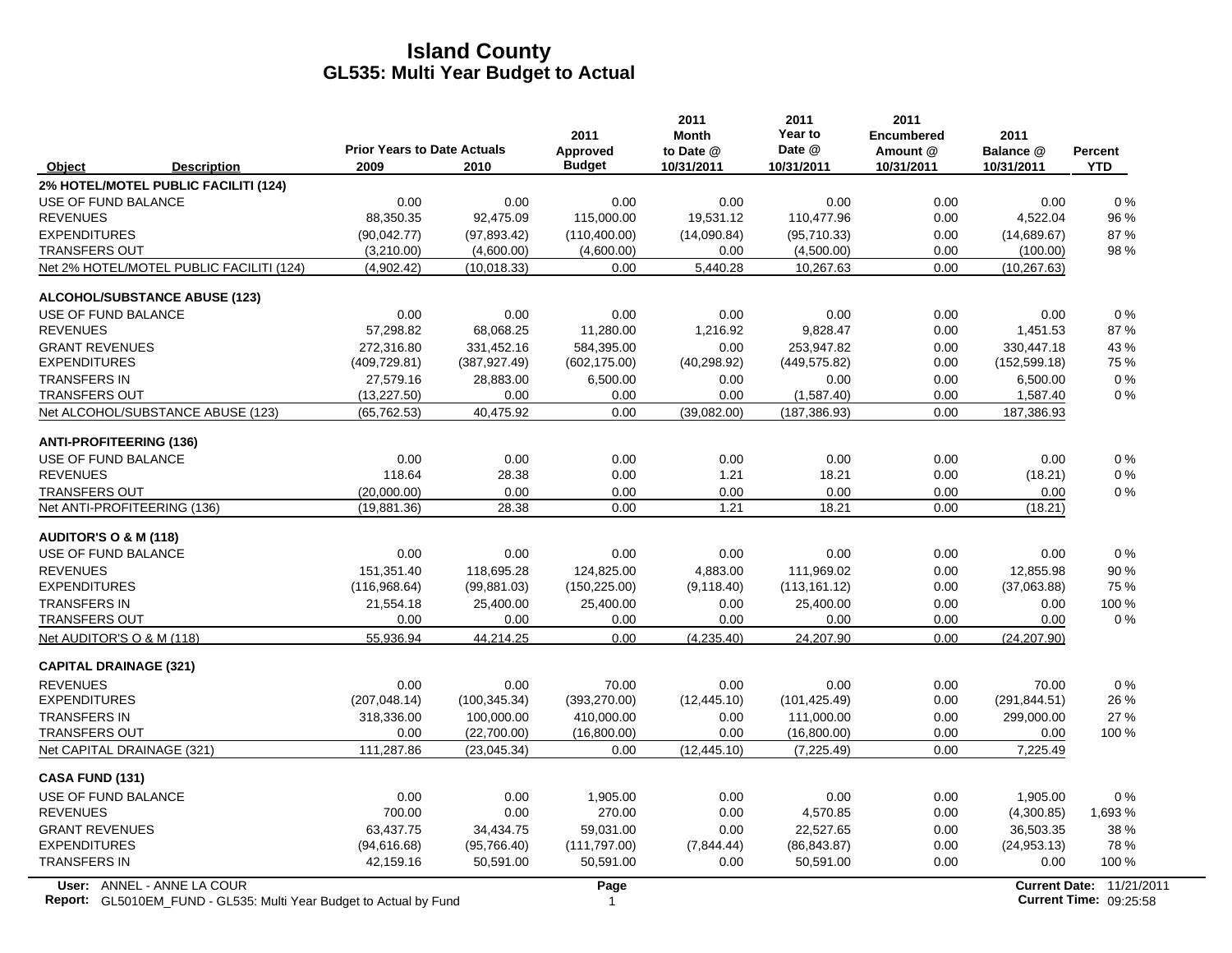# Island County
## GL535: Multi Year Budget to Actual

| Object | Description | Prior Years to Date Actuals 2009 | 2010 | 2011 Approved Budget | 2011 Month to Date @ 10/31/2011 | 2011 Year to Date @ 10/31/2011 | 2011 Encumbered Amount @ 10/31/2011 | 2011 Balance @ 10/31/2011 | Percent YTD |
|---|---|---|---|---|---|---|---|---|---|
| **2% HOTEL/MOTEL PUBLIC FACILITI (124)** | | | | | | | | | |
| USE OF FUND BALANCE | | 0.00 | 0.00 | 0.00 | 0.00 | 0.00 | 0.00 | 0.00 | 0 % |
| REVENUES | | 88,350.35 | 92,475.09 | 115,000.00 | 19,531.12 | 110,477.96 | 0.00 | 4,522.04 | 96 % |
| EXPENDITURES | | (90,042.77) | (97,893.42) | (110,400.00) | (14,090.84) | (95,710.33) | 0.00 | (14,689.67) | 87 % |
| TRANSFERS OUT | | (3,210.00) | (4,600.00) | (4,600.00) | 0.00 | (4,500.00) | 0.00 | (100.00) | 98 % |
| Net 2% HOTEL/MOTEL PUBLIC FACILITI (124) | | (4,902.42) | (10,018.33) | 0.00 | 5,440.28 | 10,267.63 | 0.00 | (10,267.63) | |
| **ALCOHOL/SUBSTANCE ABUSE (123)** | | | | | | | | | |
| USE OF FUND BALANCE | | 0.00 | 0.00 | 0.00 | 0.00 | 0.00 | 0.00 | 0.00 | 0 % |
| REVENUES | | 57,298.82 | 68,068.25 | 11,280.00 | 1,216.92 | 9,828.47 | 0.00 | 1,451.53 | 87 % |
| GRANT REVENUES | | 272,316.80 | 331,452.16 | 584,395.00 | 0.00 | 253,947.82 | 0.00 | 330,447.18 | 43 % |
| EXPENDITURES | | (409,729.81) | (387,927.49) | (602,175.00) | (40,298.92) | (449,575.82) | 0.00 | (152,599.18) | 75 % |
| TRANSFERS IN | | 27,579.16 | 28,883.00 | 6,500.00 | 0.00 | 0.00 | 0.00 | 6,500.00 | 0 % |
| TRANSFERS OUT | | (13,227.50) | 0.00 | 0.00 | 0.00 | (1,587.40) | 0.00 | 1,587.40 | 0 % |
| Net ALCOHOL/SUBSTANCE ABUSE (123) | | (65,762.53) | 40,475.92 | 0.00 | (39,082.00) | (187,386.93) | 0.00 | 187,386.93 | |
| **ANTI-PROFITEERING (136)** | | | | | | | | | |
| USE OF FUND BALANCE | | 0.00 | 0.00 | 0.00 | 0.00 | 0.00 | 0.00 | 0.00 | 0 % |
| REVENUES | | 118.64 | 28.38 | 0.00 | 1.21 | 18.21 | 0.00 | (18.21) | 0 % |
| TRANSFERS OUT | | (20,000.00) | 0.00 | 0.00 | 0.00 | 0.00 | 0.00 | 0.00 | 0 % |
| Net ANTI-PROFITEERING (136) | | (19,881.36) | 28.38 | 0.00 | 1.21 | 18.21 | 0.00 | (18.21) | |
| **AUDITOR'S O & M (118)** | | | | | | | | | |
| USE OF FUND BALANCE | | 0.00 | 0.00 | 0.00 | 0.00 | 0.00 | 0.00 | 0.00 | 0 % |
| REVENUES | | 151,351.40 | 118,695.28 | 124,825.00 | 4,883.00 | 111,969.02 | 0.00 | 12,855.98 | 90 % |
| EXPENDITURES | | (116,968.64) | (99,881.03) | (150,225.00) | (9,118.40) | (113,161.12) | 0.00 | (37,063.88) | 75 % |
| TRANSFERS IN | | 21,554.18 | 25,400.00 | 25,400.00 | 0.00 | 25,400.00 | 0.00 | 0.00 | 100 % |
| TRANSFERS OUT | | 0.00 | 0.00 | 0.00 | 0.00 | 0.00 | 0.00 | 0.00 | 0 % |
| Net AUDITOR'S O & M (118) | | 55,936.94 | 44,214.25 | 0.00 | (4,235.40) | 24,207.90 | 0.00 | (24,207.90) | |
| **CAPITAL DRAINAGE (321)** | | | | | | | | | |
| REVENUES | | 0.00 | 0.00 | 70.00 | 0.00 | 0.00 | 0.00 | 70.00 | 0 % |
| EXPENDITURES | | (207,048.14) | (100,345.34) | (393,270.00) | (12,445.10) | (101,425.49) | 0.00 | (291,844.51) | 26 % |
| TRANSFERS IN | | 318,336.00 | 100,000.00 | 410,000.00 | 0.00 | 111,000.00 | 0.00 | 299,000.00 | 27 % |
| TRANSFERS OUT | | 0.00 | (22,700.00) | (16,800.00) | 0.00 | (16,800.00) | 0.00 | 0.00 | 100 % |
| Net CAPITAL DRAINAGE (321) | | 111,287.86 | (23,045.34) | 0.00 | (12,445.10) | (7,225.49) | 0.00 | 7,225.49 | |
| **CASA FUND (131)** | | | | | | | | | |
| USE OF FUND BALANCE | | 0.00 | 0.00 | 1,905.00 | 0.00 | 0.00 | 0.00 | 1,905.00 | 0 % |
| REVENUES | | 700.00 | 0.00 | 270.00 | 0.00 | 4,570.85 | 0.00 | (4,300.85) | 1,693 % |
| GRANT REVENUES | | 63,437.75 | 34,434.75 | 59,031.00 | 0.00 | 22,527.65 | 0.00 | 36,503.35 | 38 % |
| EXPENDITURES | | (94,616.68) | (95,766.40) | (111,797.00) | (7,844.44) | (86,843.87) | 0.00 | (24,953.13) | 78 % |
| TRANSFERS IN | | 42,159.16 | 50,591.00 | 50,591.00 | 0.00 | 50,591.00 | 0.00 | 0.00 | 100 % |

**User:** ANNEL - ANNE LA COUR
**Report:** GL5010EM_FUND - GL535: Multi Year Budget to Actual by Fund
**Current Date:** 11/21/2011
**Current Time:** 09:25:58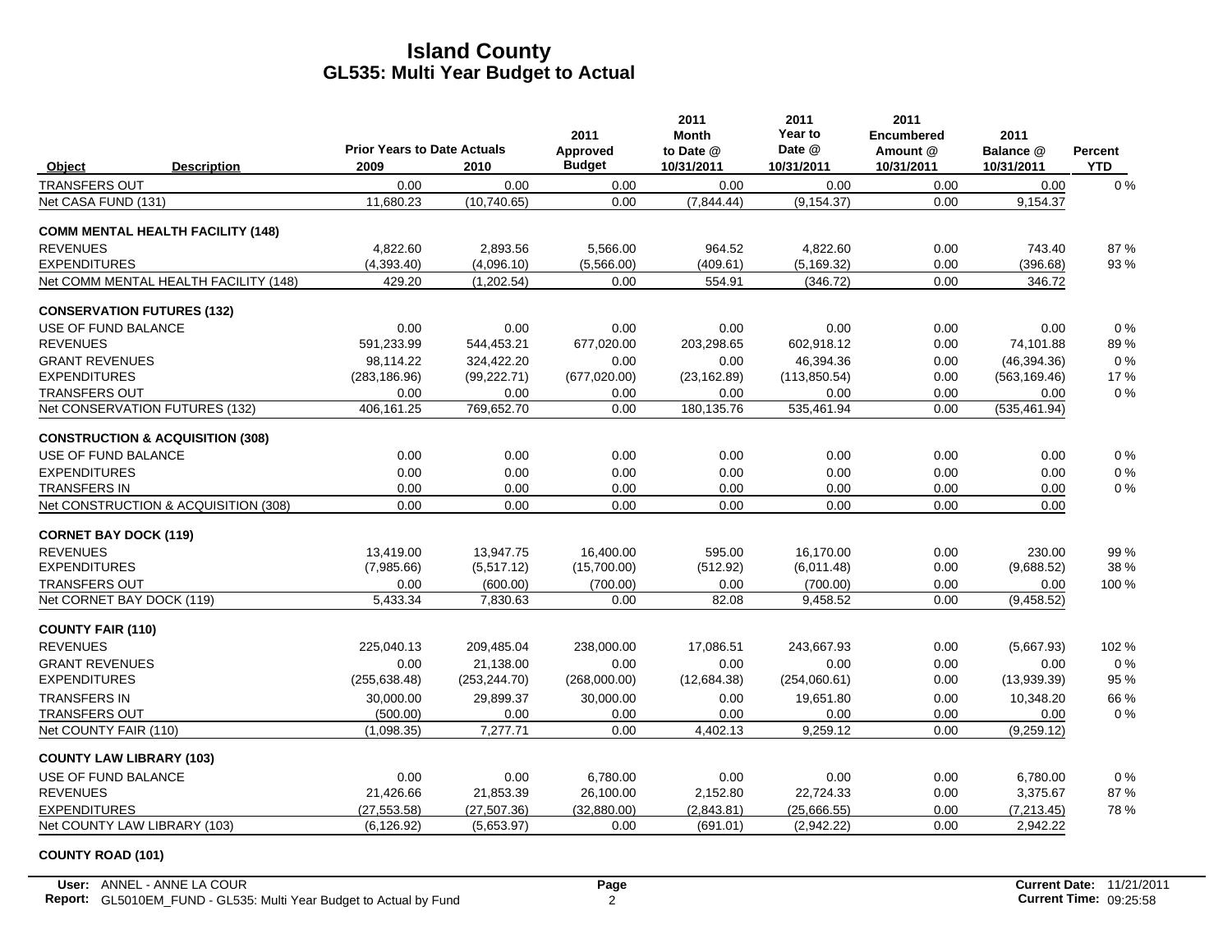# Island County
## GL535: Multi Year Budget to Actual

| Object | Description | Prior Years to Date Actuals 2009 | 2010 | 2011 Approved Budget | 2011 Month to Date @ 10/31/2011 | 2011 Year to Date @ 10/31/2011 | 2011 Encumbered Amount @ 10/31/2011 | 2011 Balance @ 10/31/2011 | Percent YTD |
|---|---|---|---|---|---|---|---|---|---|
| TRANSFERS OUT | | 0.00 | 0.00 | 0.00 | 0.00 | 0.00 | 0.00 | 0.00 | 0 % |
| Net CASA FUND (131) | | 11,680.23 | (10,740.65) | 0.00 | (7,844.44) | (9,154.37) | 0.00 | 9,154.37 | |
| **COMM MENTAL HEALTH FACILITY (148)** | | | | | | | | | |
| REVENUES | | 4,822.60 | 2,893.56 | 5,566.00 | 964.52 | 4,822.60 | 0.00 | 743.40 | 87 % |
| EXPENDITURES | | (4,393.40) | (4,096.10) | (5,566.00) | (409.61) | (5,169.32) | 0.00 | (396.68) | 93 % |
| Net COMM MENTAL HEALTH FACILITY (148) | | 429.20 | (1,202.54) | 0.00 | 554.91 | (346.72) | 0.00 | 346.72 | |
| **CONSERVATION FUTURES (132)** | | | | | | | | | |
| USE OF FUND BALANCE | | 0.00 | 0.00 | 0.00 | 0.00 | 0.00 | 0.00 | 0.00 | 0 % |
| REVENUES | | 591,233.99 | 544,453.21 | 677,020.00 | 203,298.65 | 602,918.12 | 0.00 | 74,101.88 | 89 % |
| GRANT REVENUES | | 98,114.22 | 324,422.20 | 0.00 | 0.00 | 46,394.36 | 0.00 | (46,394.36) | 0 % |
| EXPENDITURES | | (283,186.96) | (99,222.71) | (677,020.00) | (23,162.89) | (113,850.54) | 0.00 | (563,169.46) | 17 % |
| TRANSFERS OUT | | 0.00 | 0.00 | 0.00 | 0.00 | 0.00 | 0.00 | 0.00 | 0 % |
| Net CONSERVATION FUTURES (132) | | 406,161.25 | 769,652.70 | 0.00 | 180,135.76 | 535,461.94 | 0.00 | (535,461.94) | |
| **CONSTRUCTION & ACQUISITION (308)** | | | | | | | | | |
| USE OF FUND BALANCE | | 0.00 | 0.00 | 0.00 | 0.00 | 0.00 | 0.00 | 0.00 | 0 % |
| EXPENDITURES | | 0.00 | 0.00 | 0.00 | 0.00 | 0.00 | 0.00 | 0.00 | 0 % |
| TRANSFERS IN | | 0.00 | 0.00 | 0.00 | 0.00 | 0.00 | 0.00 | 0.00 | 0 % |
| Net CONSTRUCTION & ACQUISITION (308) | | 0.00 | 0.00 | 0.00 | 0.00 | 0.00 | 0.00 | 0.00 | |
| **CORNET BAY DOCK (119)** | | | | | | | | | |
| REVENUES | | 13,419.00 | 13,947.75 | 16,400.00 | 595.00 | 16,170.00 | 0.00 | 230.00 | 99 % |
| EXPENDITURES | | (7,985.66) | (5,517.12) | (15,700.00) | (512.92) | (6,011.48) | 0.00 | (9,688.52) | 38 % |
| TRANSFERS OUT | | 0.00 | (600.00) | (700.00) | 0.00 | (700.00) | 0.00 | 0.00 | 100 % |
| Net CORNET BAY DOCK (119) | | 5,433.34 | 7,830.63 | 0.00 | 82.08 | 9,458.52 | 0.00 | (9,458.52) | |
| **COUNTY FAIR (110)** | | | | | | | | | |
| REVENUES | | 225,040.13 | 209,485.04 | 238,000.00 | 17,086.51 | 243,667.93 | 0.00 | (5,667.93) | 102 % |
| GRANT REVENUES | | 0.00 | 21,138.00 | 0.00 | 0.00 | 0.00 | 0.00 | 0.00 | 0 % |
| EXPENDITURES | | (255,638.48) | (253,244.70) | (268,000.00) | (12,684.38) | (254,060.61) | 0.00 | (13,939.39) | 95 % |
| TRANSFERS IN | | 30,000.00 | 29,899.37 | 30,000.00 | 0.00 | 19,651.80 | 0.00 | 10,348.20 | 66 % |
| TRANSFERS OUT | | (500.00) | 0.00 | 0.00 | 0.00 | 0.00 | 0.00 | 0.00 | 0 % |
| Net COUNTY FAIR (110) | | (1,098.35) | 7,277.71 | 0.00 | 4,402.13 | 9,259.12 | 0.00 | (9,259.12) | |
| **COUNTY LAW LIBRARY (103)** | | | | | | | | | |
| USE OF FUND BALANCE | | 0.00 | 0.00 | 6,780.00 | 0.00 | 0.00 | 0.00 | 6,780.00 | 0 % |
| REVENUES | | 21,426.66 | 21,853.39 | 26,100.00 | 2,152.80 | 22,724.33 | 0.00 | 3,375.67 | 87 % |
| EXPENDITURES | | (27,553.58) | (27,507.36) | (32,880.00) | (2,843.81) | (25,666.55) | 0.00 | (7,213.45) | 78 % |
| Net COUNTY LAW LIBRARY (103) | | (6,126.92) | (5,653.97) | 0.00 | (691.01) | (2,942.22) | 0.00 | 2,942.22 | |
| **COUNTY ROAD (101)** | | | | | | | | | |

User: ANNEL - ANNE LA COUR
Report: GL5010EM_FUND - GL535: Multi Year Budget to Actual by Fund
Current Date: 11/21/2011
Current Time: 09:25:58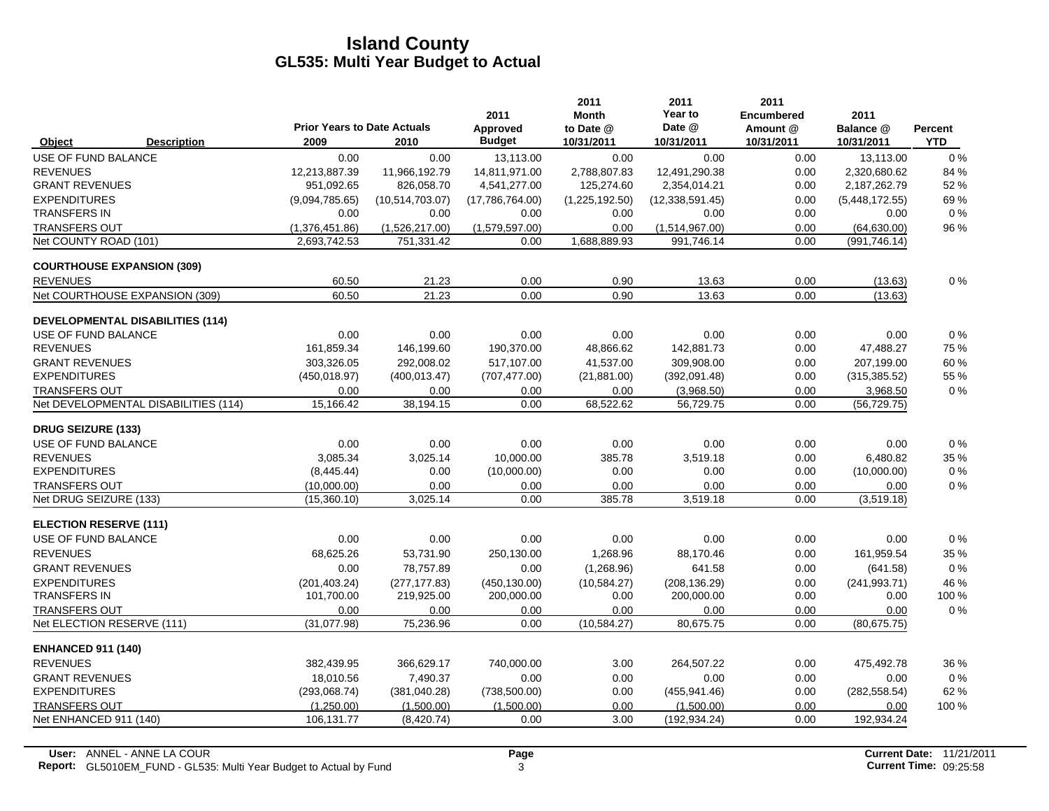# Island County
## GL535: Multi Year Budget to Actual

| Object | Description | Prior Years to Date Actuals 2009 | 2010 | 2011 Approved Budget | 2011 Month to Date @ 10/31/2011 | 2011 Year to Date @ 10/31/2011 | 2011 Encumbered Amount @ 10/31/2011 | 2011 Balance @ 10/31/2011 | Percent YTD |
|---|---|---|---|---|---|---|---|---|---|
| USE OF FUND BALANCE | | 0.00 | 0.00 | 13,113.00 | 0.00 | 0.00 | 0.00 | 13,113.00 | 0 % |
| REVENUES | | 12,213,887.39 | 11,966,192.79 | 14,811,971.00 | 2,788,807.83 | 12,491,290.38 | 0.00 | 2,320,680.62 | 84 % |
| GRANT REVENUES | | 951,092.65 | 826,058.70 | 4,541,277.00 | 125,274.60 | 2,354,014.21 | 0.00 | 2,187,262.79 | 52 % |
| EXPENDITURES | | (9,094,785.65) | (10,514,703.07) | (17,786,764.00) | (1,225,192.50) | (12,338,591.45) | 0.00 | (5,448,172.55) | 69 % |
| TRANSFERS IN | | 0.00 | 0.00 | 0.00 | 0.00 | 0.00 | 0.00 | 0.00 | 0 % |
| TRANSFERS OUT | | (1,376,451.86) | (1,526,217.00) | (1,579,597.00) | 0.00 | (1,514,967.00) | 0.00 | (64,630.00) | 96 % |
| Net COUNTY ROAD (101) | | 2,693,742.53 | 751,331.42 | 0.00 | 1,688,889.93 | 991,746.14 | 0.00 | (991,746.14) | |
| **COURTHOUSE EXPANSION (309)** | | | | | | | | | |
| REVENUES | | 60.50 | 21.23 | 0.00 | 0.90 | 13.63 | 0.00 | (13.63) | 0 % |
| Net COURTHOUSE EXPANSION (309) | | 60.50 | 21.23 | 0.00 | 0.90 | 13.63 | 0.00 | (13.63) | |
| **DEVELOPMENTAL DISABILITIES (114)** | | | | | | | | | |
| USE OF FUND BALANCE | | 0.00 | 0.00 | 0.00 | 0.00 | 0.00 | 0.00 | 0.00 | 0 % |
| REVENUES | | 161,859.34 | 146,199.60 | 190,370.00 | 48,866.62 | 142,881.73 | 0.00 | 47,488.27 | 75 % |
| GRANT REVENUES | | 303,326.05 | 292,008.02 | 517,107.00 | 41,537.00 | 309,908.00 | 0.00 | 207,199.00 | 60 % |
| EXPENDITURES | | (450,018.97) | (400,013.47) | (707,477.00) | (21,881.00) | (392,091.48) | 0.00 | (315,385.52) | 55 % |
| TRANSFERS OUT | | 0.00 | 0.00 | 0.00 | 0.00 | (3,968.50) | 0.00 | 3,968.50 | 0 % |
| Net DEVELOPMENTAL DISABILITIES (114) | | 15,166.42 | 38,194.15 | 0.00 | 68,522.62 | 56,729.75 | 0.00 | (56,729.75) | |
| **DRUG SEIZURE (133)** | | | | | | | | | |
| USE OF FUND BALANCE | | 0.00 | 0.00 | 0.00 | 0.00 | 0.00 | 0.00 | 0.00 | 0 % |
| REVENUES | | 3,085.34 | 3,025.14 | 10,000.00 | 385.78 | 3,519.18 | 0.00 | 6,480.82 | 35 % |
| EXPENDITURES | | (8,445.44) | 0.00 | (10,000.00) | 0.00 | 0.00 | 0.00 | (10,000.00) | 0 % |
| TRANSFERS OUT | | (10,000.00) | 0.00 | 0.00 | 0.00 | 0.00 | 0.00 | 0.00 | 0 % |
| Net DRUG SEIZURE (133) | | (15,360.10) | 3,025.14 | 0.00 | 385.78 | 3,519.18 | 0.00 | (3,519.18) | |
| **ELECTION RESERVE (111)** | | | | | | | | | |
| USE OF FUND BALANCE | | 0.00 | 0.00 | 0.00 | 0.00 | 0.00 | 0.00 | 0.00 | 0 % |
| REVENUES | | 68,625.26 | 53,731.90 | 250,130.00 | 1,268.96 | 88,170.46 | 0.00 | 161,959.54 | 35 % |
| GRANT REVENUES | | 0.00 | 78,757.89 | 0.00 | (1,268.96) | 641.58 | 0.00 | (641.58) | 0 % |
| EXPENDITURES | | (201,403.24) | (277,177.83) | (450,130.00) | (10,584.27) | (208,136.29) | 0.00 | (241,993.71) | 46 % |
| TRANSFERS IN | | 101,700.00 | 219,925.00 | 200,000.00 | 0.00 | 200,000.00 | 0.00 | 0.00 | 100 % |
| TRANSFERS OUT | | 0.00 | 0.00 | 0.00 | 0.00 | 0.00 | 0.00 | 0.00 | 0 % |
| Net ELECTION RESERVE (111) | | (31,077.98) | 75,236.96 | 0.00 | (10,584.27) | 80,675.75 | 0.00 | (80,675.75) | |
| **ENHANCED 911 (140)** | | | | | | | | | |
| REVENUES | | 382,439.95 | 366,629.17 | 740,000.00 | 3.00 | 264,507.22 | 0.00 | 475,492.78 | 36 % |
| GRANT REVENUES | | 18,010.56 | 7,490.37 | 0.00 | 0.00 | 0.00 | 0.00 | 0.00 | 0 % |
| EXPENDITURES | | (293,068.74) | (381,040.28) | (738,500.00) | 0.00 | (455,941.46) | 0.00 | (282,558.54) | 62 % |
| TRANSFERS OUT | | (1,250.00) | (1,500.00) | (1,500.00) | 0.00 | (1,500.00) | 0.00 | 0.00 | 100 % |
| Net ENHANCED 911 (140) | | 106,131.77 | (8,420.74) | 0.00 | 3.00 | (192,934.24) | 0.00 | 192,934.24 | |

**User:** ANNEL - ANNE LA COUR
**Report:** GL5010EM_FUND - GL535: Multi Year Budget to Actual by Fund

**Current Date:** 11/21/2011
**Current Time:** 09:25:58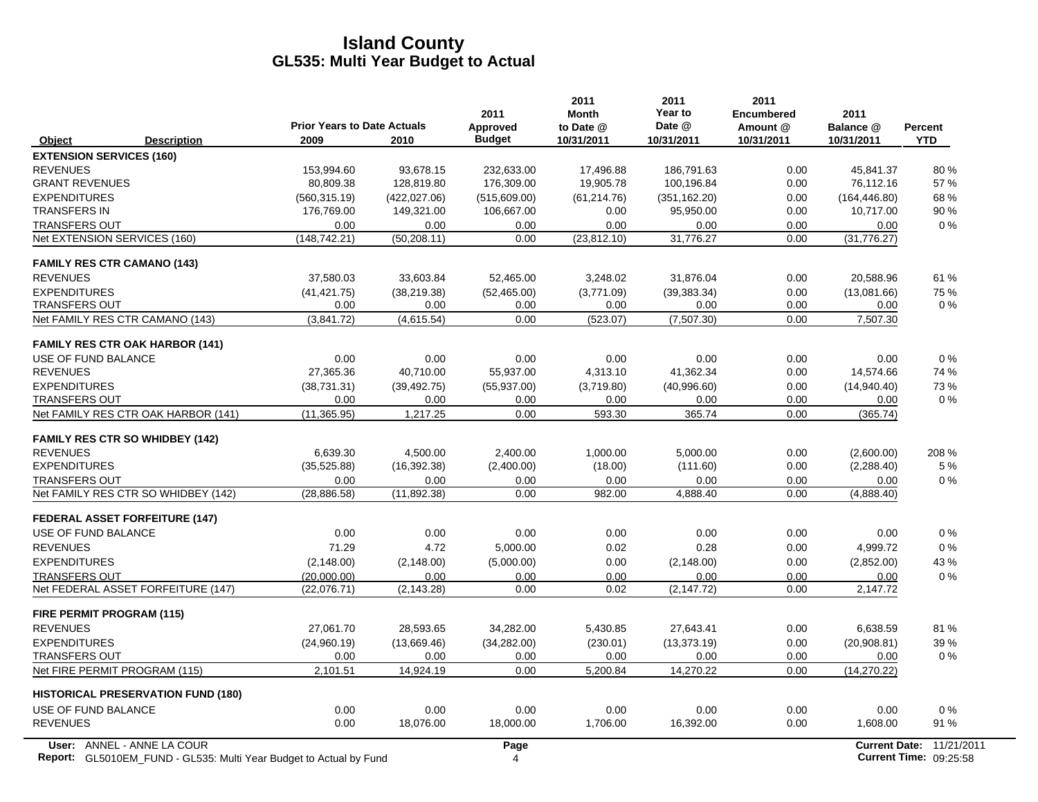# Island County
## GL535: Multi Year Budget to Actual

| Object | Description | Prior Years to Date Actuals 2009 | 2010 | 2011 Approved Budget | 2011 Month to Date @ 10/31/2011 | 2011 Year to Date @ 10/31/2011 | 2011 Encumbered Amount @ 10/31/2011 | 2011 Balance @ 10/31/2011 | Percent YTD |
|---|---|---|---|---|---|---|---|---|---|
| **EXTENSION SERVICES (160)** | | | | | | | | | |
| REVENUES | | 153,994.60 | 93,678.15 | 232,633.00 | 17,496.88 | 186,791.63 | 0.00 | 45,841.37 | 80 % |
| GRANT REVENUES | | 80,809.38 | 128,819.80 | 176,309.00 | 19,905.78 | 100,196.84 | 0.00 | 76,112.16 | 57 % |
| EXPENDITURES | | (560,315.19) | (422,027.06) | (515,609.00) | (61,214.76) | (351,162.20) | 0.00 | (164,446.80) | 68 % |
| TRANSFERS IN | | 176,769.00 | 149,321.00 | 106,667.00 | 0.00 | 95,950.00 | 0.00 | 10,717.00 | 90 % |
| TRANSFERS OUT | | 0.00 | 0.00 | 0.00 | 0.00 | 0.00 | 0.00 | 0.00 | 0 % |
| Net EXTENSION SERVICES (160) | | (148,742.21) | (50,208.11) | 0.00 | (23,812.10) | 31,776.27 | 0.00 | (31,776.27) | |
| **FAMILY RES CTR CAMANO (143)** | | | | | | | | | |
| REVENUES | | 37,580.03 | 33,603.84 | 52,465.00 | 3,248.02 | 31,876.04 | 0.00 | 20,588.96 | 61 % |
| EXPENDITURES | | (41,421.75) | (38,219.38) | (52,465.00) | (3,771.09) | (39,383.34) | 0.00 | (13,081.66) | 75 % |
| TRANSFERS OUT | | 0.00 | 0.00 | 0.00 | 0.00 | 0.00 | 0.00 | 0.00 | 0 % |
| Net FAMILY RES CTR CAMANO (143) | | (3,841.72) | (4,615.54) | 0.00 | (523.07) | (7,507.30) | 0.00 | 7,507.30 | |
| **FAMILY RES CTR OAK HARBOR (141)** | | | | | | | | | |
| USE OF FUND BALANCE | | 0.00 | 0.00 | 0.00 | 0.00 | 0.00 | 0.00 | 0.00 | 0 % |
| REVENUES | | 27,365.36 | 40,710.00 | 55,937.00 | 4,313.10 | 41,362.34 | 0.00 | 14,574.66 | 74 % |
| EXPENDITURES | | (38,731.31) | (39,492.75) | (55,937.00) | (3,719.80) | (40,996.60) | 0.00 | (14,940.40) | 73 % |
| TRANSFERS OUT | | 0.00 | 0.00 | 0.00 | 0.00 | 0.00 | 0.00 | 0.00 | 0 % |
| Net FAMILY RES CTR OAK HARBOR (141) | | (11,365.95) | 1,217.25 | 0.00 | 593.30 | 365.74 | 0.00 | (365.74) | |
| **FAMILY RES CTR SO WHIDBEY (142)** | | | | | | | | | |
| REVENUES | | 6,639.30 | 4,500.00 | 2,400.00 | 1,000.00 | 5,000.00 | 0.00 | (2,600.00) | 208 % |
| EXPENDITURES | | (35,525.88) | (16,392.38) | (2,400.00) | (18.00) | (111.60) | 0.00 | (2,288.40) | 5 % |
| TRANSFERS OUT | | 0.00 | 0.00 | 0.00 | 0.00 | 0.00 | 0.00 | 0.00 | 0 % |
| Net FAMILY RES CTR SO WHIDBEY (142) | | (28,886.58) | (11,892.38) | 0.00 | 982.00 | 4,888.40 | 0.00 | (4,888.40) | |
| **FEDERAL ASSET FORFEITURE (147)** | | | | | | | | | |
| USE OF FUND BALANCE | | 0.00 | 0.00 | 0.00 | 0.00 | 0.00 | 0.00 | 0.00 | 0 % |
| REVENUES | | 71.29 | 4.72 | 5,000.00 | 0.02 | 0.28 | 0.00 | 4,999.72 | 0 % |
| EXPENDITURES | | (2,148.00) | (2,148.00) | (5,000.00) | 0.00 | (2,148.00) | 0.00 | (2,852.00) | 43 % |
| TRANSFERS OUT | | (20,000.00) | 0.00 | 0.00 | 0.00 | 0.00 | 0.00 | 0.00 | 0 % |
| Net FEDERAL ASSET FORFEITURE (147) | | (22,076.71) | (2,143.28) | 0.00 | 0.02 | (2,147.72) | 0.00 | 2,147.72 | |
| **FIRE PERMIT PROGRAM (115)** | | | | | | | | | |
| REVENUES | | 27,061.70 | 28,593.65 | 34,282.00 | 5,430.85 | 27,643.41 | 0.00 | 6,638.59 | 81 % |
| EXPENDITURES | | (24,960.19) | (13,669.46) | (34,282.00) | (230.01) | (13,373.19) | 0.00 | (20,908.81) | 39 % |
| TRANSFERS OUT | | 0.00 | 0.00 | 0.00 | 0.00 | 0.00 | 0.00 | 0.00 | 0 % |
| Net FIRE PERMIT PROGRAM (115) | | 2,101.51 | 14,924.19 | 0.00 | 5,200.84 | 14,270.22 | 0.00 | (14,270.22) | |
| **HISTORICAL PRESERVATION FUND (180)** | | | | | | | | | |
| USE OF FUND BALANCE | | 0.00 | 0.00 | 0.00 | 0.00 | 0.00 | 0.00 | 0.00 | 0 % |
| REVENUES | | 0.00 | 18,076.00 | 18,000.00 | 1,706.00 | 16,392.00 | 0.00 | 1,608.00 | 91 % |

User: ANNEL - ANNE LA COUR
Report: GL5010EM_FUND - GL535: Multi Year Budget to Actual by Fund
Current Date: 11/21/2011
Current Time: 09:25:58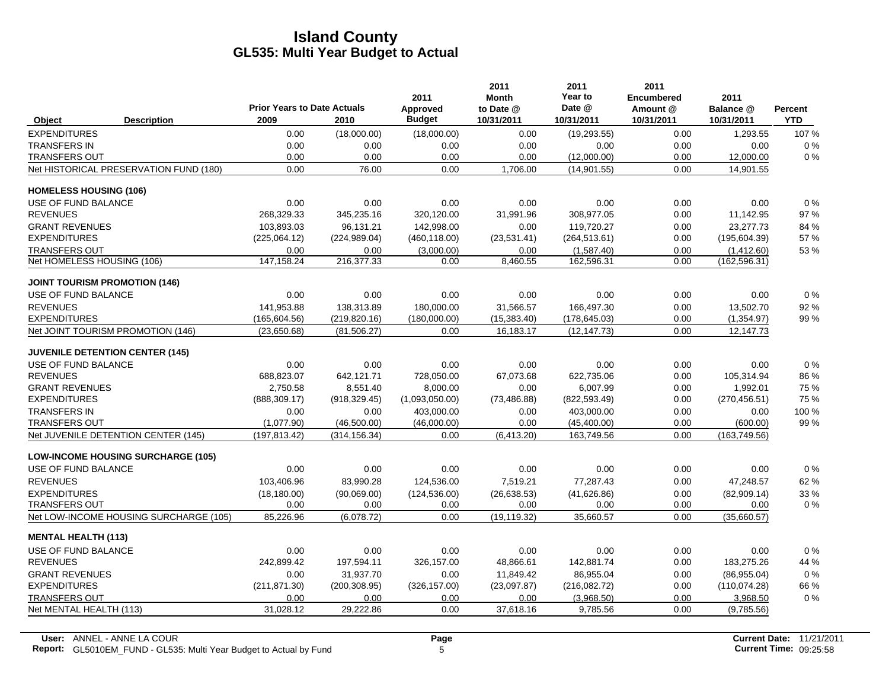# Island County
## GL535: Multi Year Budget to Actual

| Object | Description | Prior Years to Date Actuals 2009 | 2010 | 2011 Approved Budget | 2011 Month to Date @ 10/31/2011 | 2011 Year to Date @ 10/31/2011 | 2011 Encumbered Amount @ 10/31/2011 | 2011 Balance @ 10/31/2011 | Percent YTD |
|---|---|---|---|---|---|---|---|---|---|
| EXPENDITURES | | 0.00 | (18,000.00) | (18,000.00) | 0.00 | (19,293.55) | 0.00 | 1,293.55 | 107 % |
| TRANSFERS IN | | 0.00 | 0.00 | 0.00 | 0.00 | 0.00 | 0.00 | 0.00 | 0 % |
| TRANSFERS OUT | | 0.00 | 0.00 | 0.00 | 0.00 | (12,000.00) | 0.00 | 12,000.00 | 0 % |
| Net HISTORICAL PRESERVATION FUND (180) | | 0.00 | 76.00 | 0.00 | 1,706.00 | (14,901.55) | 0.00 | 14,901.55 | |
| **HOMELESS HOUSING (106)** | | | | | | | | | |
| USE OF FUND BALANCE | | 0.00 | 0.00 | 0.00 | 0.00 | 0.00 | 0.00 | 0.00 | 0 % |
| REVENUES | | 268,329.33 | 345,235.16 | 320,120.00 | 31,991.96 | 308,977.05 | 0.00 | 11,142.95 | 97 % |
| GRANT REVENUES | | 103,893.03 | 96,131.21 | 142,998.00 | 0.00 | 119,720.27 | 0.00 | 23,277.73 | 84 % |
| EXPENDITURES | | (225,064.12) | (224,989.04) | (460,118.00) | (23,531.41) | (264,513.61) | 0.00 | (195,604.39) | 57 % |
| TRANSFERS OUT | | 0.00 | 0.00 | (3,000.00) | 0.00 | (1,587.40) | 0.00 | (1,412.60) | 53 % |
| Net HOMELESS HOUSING (106) | | 147,158.24 | 216,377.33 | 0.00 | 8,460.55 | 162,596.31 | 0.00 | (162,596.31) | |
| **JOINT TOURISM PROMOTION (146)** | | | | | | | | | |
| USE OF FUND BALANCE | | 0.00 | 0.00 | 0.00 | 0.00 | 0.00 | 0.00 | 0.00 | 0 % |
| REVENUES | | 141,953.88 | 138,313.89 | 180,000.00 | 31,566.57 | 166,497.30 | 0.00 | 13,502.70 | 92 % |
| EXPENDITURES | | (165,604.56) | (219,820.16) | (180,000.00) | (15,383.40) | (178,645.03) | 0.00 | (1,354.97) | 99 % |
| Net JOINT TOURISM PROMOTION (146) | | (23,650.68) | (81,506.27) | 0.00 | 16,183.17 | (12,147.73) | 0.00 | 12,147.73 | |
| **JUVENILE DETENTION CENTER (145)** | | | | | | | | | |
| USE OF FUND BALANCE | | 0.00 | 0.00 | 0.00 | 0.00 | 0.00 | 0.00 | 0.00 | 0 % |
| REVENUES | | 688,823.07 | 642,121.71 | 728,050.00 | 67,073.68 | 622,735.06 | 0.00 | 105,314.94 | 86 % |
| GRANT REVENUES | | 2,750.58 | 8,551.40 | 8,000.00 | 0.00 | 6,007.99 | 0.00 | 1,992.01 | 75 % |
| EXPENDITURES | | (888,309.17) | (918,329.45) | (1,093,050.00) | (73,486.88) | (822,593.49) | 0.00 | (270,456.51) | 75 % |
| TRANSFERS IN | | 0.00 | 0.00 | 403,000.00 | 0.00 | 403,000.00 | 0.00 | 0.00 | 100 % |
| TRANSFERS OUT | | (1,077.90) | (46,500.00) | (46,000.00) | 0.00 | (45,400.00) | 0.00 | (600.00) | 99 % |
| Net JUVENILE DETENTION CENTER (145) | | (197,813.42) | (314,156.34) | 0.00 | (6,413.20) | 163,749.56 | 0.00 | (163,749.56) | |
| **LOW-INCOME HOUSING SURCHARGE (105)** | | | | | | | | | |
| USE OF FUND BALANCE | | 0.00 | 0.00 | 0.00 | 0.00 | 0.00 | 0.00 | 0.00 | 0 % |
| REVENUES | | 103,406.96 | 83,990.28 | 124,536.00 | 7,519.21 | 77,287.43 | 0.00 | 47,248.57 | 62 % |
| EXPENDITURES | | (18,180.00) | (90,069.00) | (124,536.00) | (26,638.53) | (41,626.86) | 0.00 | (82,909.14) | 33 % |
| TRANSFERS OUT | | 0.00 | 0.00 | 0.00 | 0.00 | 0.00 | 0.00 | 0.00 | 0 % |
| Net LOW-INCOME HOUSING SURCHARGE (105) | | 85,226.96 | (6,078.72) | 0.00 | (19,119.32) | 35,660.57 | 0.00 | (35,660.57) | |
| **MENTAL HEALTH (113)** | | | | | | | | | |
| USE OF FUND BALANCE | | 0.00 | 0.00 | 0.00 | 0.00 | 0.00 | 0.00 | 0.00 | 0 % |
| REVENUES | | 242,899.42 | 197,594.11 | 326,157.00 | 48,866.61 | 142,881.74 | 0.00 | 183,275.26 | 44 % |
| GRANT REVENUES | | 0.00 | 31,937.70 | 0.00 | 11,849.42 | 86,955.04 | 0.00 | (86,955.04) | 0 % |
| EXPENDITURES | | (211,871.30) | (200,308.95) | (326,157.00) | (23,097.87) | (216,082.72) | 0.00 | (110,074.28) | 66 % |
| TRANSFERS OUT | | 0.00 | 0.00 | 0.00 | 0.00 | (3,968.50) | 0.00 | 3,968.50 | 0 % |
| Net MENTAL HEALTH (113) | | 31,028.12 | 29,222.86 | 0.00 | 37,618.16 | 9,785.56 | 0.00 | (9,785.56) | |

**User:** ANNEL - ANNE LA COUR
**Report:** GL5010EM_FUND - GL535: Multi Year Budget to Actual by Fund

**Current Date:** 11/21/2011
**Current Time:** 09:25:58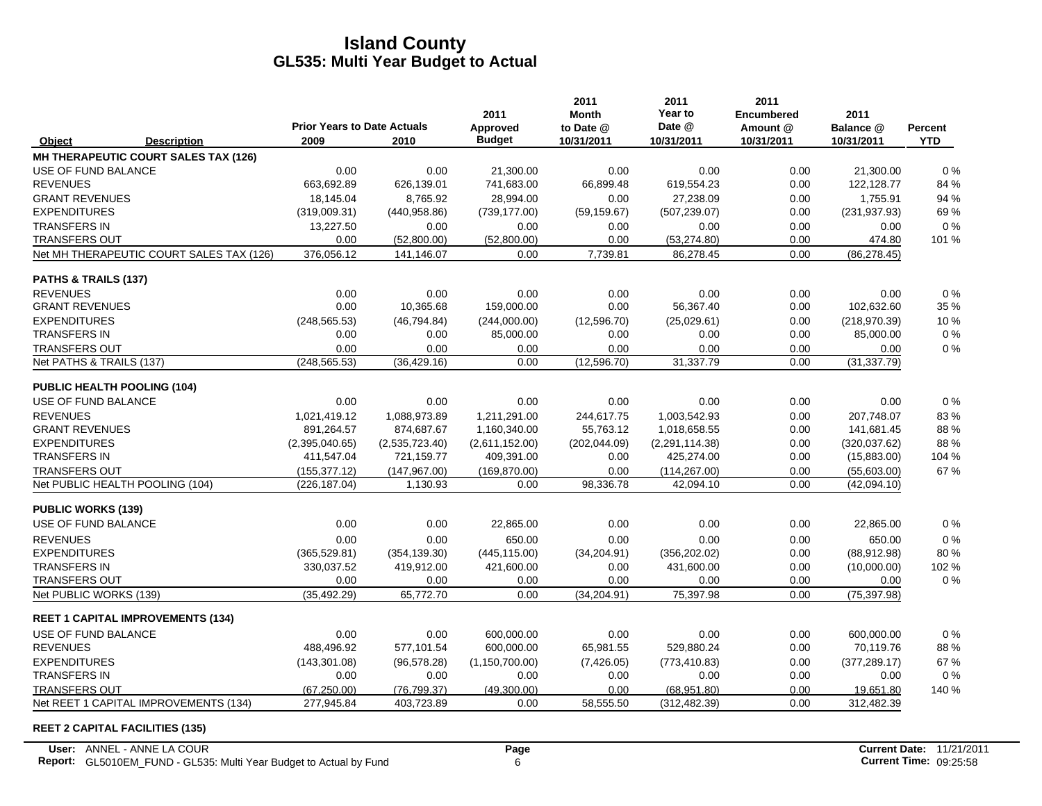# Island County
## GL535: Multi Year Budget to Actual

| Object | Description | Prior Years to Date Actuals 2009 | 2010 | 2011 Approved Budget | 2011 Month to Date @ 10/31/2011 | 2011 Year to Date @ 10/31/2011 | 2011 Encumbered Amount @ 10/31/2011 | 2011 Balance @ 10/31/2011 | Percent YTD |
|---|---|---|---|---|---|---|---|---|---|
| **MH THERAPEUTIC COURT SALES TAX (126)** | | | | | | | | | |
| USE OF FUND BALANCE | | 0.00 | 0.00 | 21,300.00 | 0.00 | 0.00 | 0.00 | 21,300.00 | 0 % |
| REVENUES | | 663,692.89 | 626,139.01 | 741,683.00 | 66,899.48 | 619,554.23 | 0.00 | 122,128.77 | 84 % |
| GRANT REVENUES | | 18,145.04 | 8,765.92 | 28,994.00 | 0.00 | 27,238.09 | 0.00 | 1,755.91 | 94 % |
| EXPENDITURES | | (319,009.31) | (440,958.86) | (739,177.00) | (59,159.67) | (507,239.07) | 0.00 | (231,937.93) | 69 % |
| TRANSFERS IN | | 13,227.50 | 0.00 | 0.00 | 0.00 | 0.00 | 0.00 | 0.00 | 0 % |
| TRANSFERS OUT | | 0.00 | (52,800.00) | (52,800.00) | 0.00 | (53,274.80) | 0.00 | 474.80 | 101 % |
| Net MH THERAPEUTIC COURT SALES TAX (126) | | 376,056.12 | 141,146.07 | 0.00 | 7,739.81 | 86,278.45 | 0.00 | (86,278.45) | |
| **PATHS & TRAILS (137)** | | | | | | | | | |
| REVENUES | | 0.00 | 0.00 | 0.00 | 0.00 | 0.00 | 0.00 | 0.00 | 0 % |
| GRANT REVENUES | | 0.00 | 10,365.68 | 159,000.00 | 0.00 | 56,367.40 | 0.00 | 102,632.60 | 35 % |
| EXPENDITURES | | (248,565.53) | (46,794.84) | (244,000.00) | (12,596.70) | (25,029.61) | 0.00 | (218,970.39) | 10 % |
| TRANSFERS IN | | 0.00 | 0.00 | 85,000.00 | 0.00 | 0.00 | 0.00 | 85,000.00 | 0 % |
| TRANSFERS OUT | | 0.00 | 0.00 | 0.00 | 0.00 | 0.00 | 0.00 | 0.00 | 0 % |
| Net PATHS & TRAILS (137) | | (248,565.53) | (36,429.16) | 0.00 | (12,596.70) | 31,337.79 | 0.00 | (31,337.79) | |
| **PUBLIC HEALTH POOLING (104)** | | | | | | | | | |
| USE OF FUND BALANCE | | 0.00 | 0.00 | 0.00 | 0.00 | 0.00 | 0.00 | 0.00 | 0 % |
| REVENUES | | 1,021,419.12 | 1,088,973.89 | 1,211,291.00 | 244,617.75 | 1,003,542.93 | 0.00 | 207,748.07 | 83 % |
| GRANT REVENUES | | 891,264.57 | 874,687.67 | 1,160,340.00 | 55,763.12 | 1,018,658.55 | 0.00 | 141,681.45 | 88 % |
| EXPENDITURES | | (2,395,040.65) | (2,535,723.40) | (2,611,152.00) | (202,044.09) | (2,291,114.38) | 0.00 | (320,037.62) | 88 % |
| TRANSFERS IN | | 411,547.04 | 721,159.77 | 409,391.00 | 0.00 | 425,274.00 | 0.00 | (15,883.00) | 104 % |
| TRANSFERS OUT | | (155,377.12) | (147,967.00) | (169,870.00) | 0.00 | (114,267.00) | 0.00 | (55,603.00) | 67 % |
| Net PUBLIC HEALTH POOLING (104) | | (226,187.04) | 1,130.93 | 0.00 | 98,336.78 | 42,094.10 | 0.00 | (42,094.10) | |
| **PUBLIC WORKS (139)** | | | | | | | | | |
| USE OF FUND BALANCE | | 0.00 | 0.00 | 22,865.00 | 0.00 | 0.00 | 0.00 | 22,865.00 | 0 % |
| REVENUES | | 0.00 | 0.00 | 650.00 | 0.00 | 0.00 | 0.00 | 650.00 | 0 % |
| EXPENDITURES | | (365,529.81) | (354,139.30) | (445,115.00) | (34,204.91) | (356,202.02) | 0.00 | (88,912.98) | 80 % |
| TRANSFERS IN | | 330,037.52 | 419,912.00 | 421,600.00 | 0.00 | 431,600.00 | 0.00 | (10,000.00) | 102 % |
| TRANSFERS OUT | | 0.00 | 0.00 | 0.00 | 0.00 | 0.00 | 0.00 | 0.00 | 0 % |
| Net PUBLIC WORKS (139) | | (35,492.29) | 65,772.70 | 0.00 | (34,204.91) | 75,397.98 | 0.00 | (75,397.98) | |
| **REET 1 CAPITAL IMPROVEMENTS (134)** | | | | | | | | | |
| USE OF FUND BALANCE | | 0.00 | 0.00 | 600,000.00 | 0.00 | 0.00 | 0.00 | 600,000.00 | 0 % |
| REVENUES | | 488,496.92 | 577,101.54 | 600,000.00 | 65,981.55 | 529,880.24 | 0.00 | 70,119.76 | 88 % |
| EXPENDITURES | | (143,301.08) | (96,578.28) | (1,150,700.00) | (7,426.05) | (773,410.83) | 0.00 | (377,289.17) | 67 % |
| TRANSFERS IN | | 0.00 | 0.00 | 0.00 | 0.00 | 0.00 | 0.00 | 0.00 | 0 % |
| TRANSFERS OUT | | (67,250.00) | (76,799.37) | (49,300.00) | 0.00 | (68,951.80) | 0.00 | 19,651.80 | 140 % |
| Net REET 1 CAPITAL IMPROVEMENTS (134) | | 277,945.84 | 403,723.89 | 0.00 | 58,555.50 | (312,482.39) | 0.00 | 312,482.39 | |

**REET 2 CAPITAL FACILITIES (135)**

User: ANNEL - ANNE LA COUR
Report: GL5010EM_FUND - GL535: Multi Year Budget to Actual by Fund

Current Date: 11/21/2011
Current Time: 09:25:58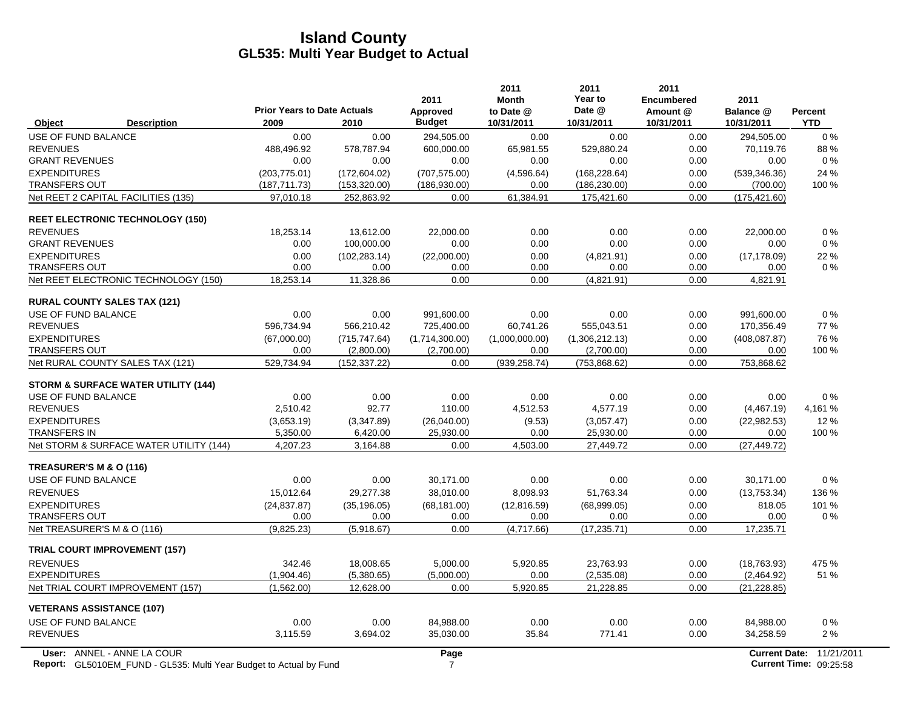# Island County
## GL535: Multi Year Budget to Actual

| Object | Description | Prior Years to Date Actuals 2009 | 2010 | 2011 Approved Budget | 2011 Month to Date @ 10/31/2011 | 2011 Year to Date @ 10/31/2011 | 2011 Encumbered Amount @ 10/31/2011 | 2011 Balance @ 10/31/2011 | Percent YTD |
|---|---|---|---|---|---|---|---|---|---|
| USE OF FUND BALANCE | | 0.00 | 0.00 | 294,505.00 | 0.00 | 0.00 | 0.00 | 294,505.00 | 0 % |
| REVENUES | | 488,496.92 | 578,787.94 | 600,000.00 | 65,981.55 | 529,880.24 | 0.00 | 70,119.76 | 88 % |
| GRANT REVENUES | | 0.00 | 0.00 | 0.00 | 0.00 | 0.00 | 0.00 | 0.00 | 0 % |
| EXPENDITURES | | (203,775.01) | (172,604.02) | (707,575.00) | (4,596.64) | (168,228.64) | 0.00 | (539,346.36) | 24 % |
| TRANSFERS OUT | | (187,711.73) | (153,320.00) | (186,930.00) | 0.00 | (186,230.00) | 0.00 | (700.00) | 100 % |
| Net REET 2 CAPITAL FACILITIES (135) | | 97,010.18 | 252,863.92 | 0.00 | 61,384.91 | 175,421.60 | 0.00 | (175,421.60) | |
| **REET ELECTRONIC TECHNOLOGY (150)** | | | | | | | | | |
| REVENUES | | 18,253.14 | 13,612.00 | 22,000.00 | 0.00 | 0.00 | 0.00 | 22,000.00 | 0 % |
| GRANT REVENUES | | 0.00 | 100,000.00 | 0.00 | 0.00 | 0.00 | 0.00 | 0.00 | 0 % |
| EXPENDITURES | | 0.00 | (102,283.14) | (22,000.00) | 0.00 | (4,821.91) | 0.00 | (17,178.09) | 22 % |
| TRANSFERS OUT | | 0.00 | 0.00 | 0.00 | 0.00 | 0.00 | 0.00 | 0.00 | 0 % |
| Net REET ELECTRONIC TECHNOLOGY (150) | | 18,253.14 | 11,328.86 | 0.00 | 0.00 | (4,821.91) | 0.00 | 4,821.91 | |
| **RURAL COUNTY SALES TAX (121)** | | | | | | | | | |
| USE OF FUND BALANCE | | 0.00 | 0.00 | 991,600.00 | 0.00 | 0.00 | 0.00 | 991,600.00 | 0 % |
| REVENUES | | 596,734.94 | 566,210.42 | 725,400.00 | 60,741.26 | 555,043.51 | 0.00 | 170,356.49 | 77 % |
| EXPENDITURES | | (67,000.00) | (715,747.64) | (1,714,300.00) | (1,000,000.00) | (1,306,212.13) | 0.00 | (408,087.87) | 76 % |
| TRANSFERS OUT | | 0.00 | (2,800.00) | (2,700.00) | 0.00 | (2,700.00) | 0.00 | 0.00 | 100 % |
| Net RURAL COUNTY SALES TAX (121) | | 529,734.94 | (152,337.22) | 0.00 | (939,258.74) | (753,868.62) | 0.00 | 753,868.62 | |
| **STORM & SURFACE WATER UTILITY (144)** | | | | | | | | | |
| USE OF FUND BALANCE | | 0.00 | 0.00 | 0.00 | 0.00 | 0.00 | 0.00 | 0.00 | 0 % |
| REVENUES | | 2,510.42 | 92.77 | 110.00 | 4,512.53 | 4,577.19 | 0.00 | (4,467.19) | 4,161 % |
| EXPENDITURES | | (3,653.19) | (3,347.89) | (26,040.00) | (9.53) | (3,057.47) | 0.00 | (22,982.53) | 12 % |
| TRANSFERS IN | | 5,350.00 | 6,420.00 | 25,930.00 | 0.00 | 25,930.00 | 0.00 | 0.00 | 100 % |
| Net STORM & SURFACE WATER UTILITY (144) | | 4,207.23 | 3,164.88 | 0.00 | 4,503.00 | 27,449.72 | 0.00 | (27,449.72) | |
| **TREASURER'S M & O (116)** | | | | | | | | | |
| USE OF FUND BALANCE | | 0.00 | 0.00 | 30,171.00 | 0.00 | 0.00 | 0.00 | 30,171.00 | 0 % |
| REVENUES | | 15,012.64 | 29,277.38 | 38,010.00 | 8,098.93 | 51,763.34 | 0.00 | (13,753.34) | 136 % |
| EXPENDITURES | | (24,837.87) | (35,196.05) | (68,181.00) | (12,816.59) | (68,999.05) | 0.00 | 818.05 | 101 % |
| TRANSFERS OUT | | 0.00 | 0.00 | 0.00 | 0.00 | 0.00 | 0.00 | 0.00 | 0 % |
| Net TREASURER'S M & O (116) | | (9,825.23) | (5,918.67) | 0.00 | (4,717.66) | (17,235.71) | 0.00 | 17,235.71 | |
| **TRIAL COURT IMPROVEMENT (157)** | | | | | | | | | |
| REVENUES | | 342.46 | 18,008.65 | 5,000.00 | 5,920.85 | 23,763.93 | 0.00 | (18,763.93) | 475 % |
| EXPENDITURES | | (1,904.46) | (5,380.65) | (5,000.00) | 0.00 | (2,535.08) | 0.00 | (2,464.92) | 51 % |
| Net TRIAL COURT IMPROVEMENT (157) | | (1,562.00) | 12,628.00 | 0.00 | 5,920.85 | 21,228.85 | 0.00 | (21,228.85) | |
| **VETERANS ASSISTANCE (107)** | | | | | | | | | |
| USE OF FUND BALANCE | | 0.00 | 0.00 | 84,988.00 | 0.00 | 0.00 | 0.00 | 84,988.00 | 0 % |
| REVENUES | | 3,115.59 | 3,694.02 | 35,030.00 | 35.84 | 771.41 | 0.00 | 34,258.59 | 2 % |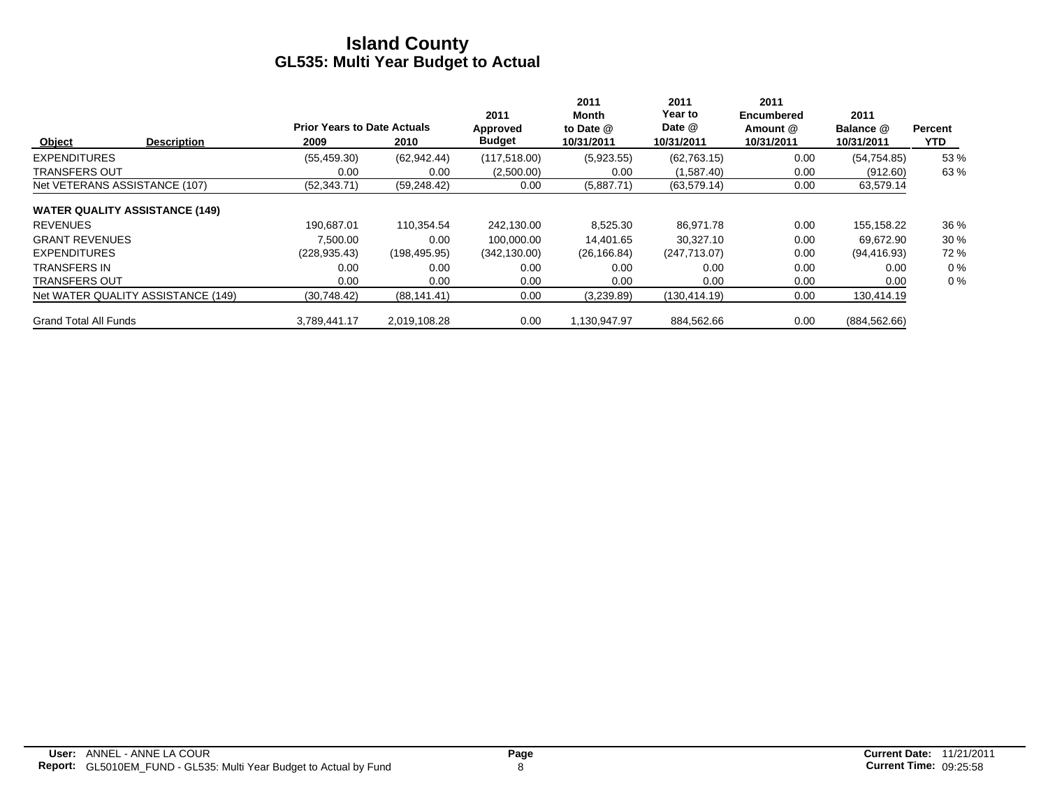# Island County

## GL535: Multi Year Budget to Actual

| Object | Description | Prior Years to Date Actuals 2009 | 2010 | 2011 Approved Budget | 2011 Month to Date @ 10/31/2011 | 2011 Year to Date @ 10/31/2011 | 2011 Encumbered Amount @ 10/31/2011 | 2011 Balance @ 10/31/2011 | Percent YTD |
|---|---|---|---|---|---|---|---|---|---|
| EXPENDITURES | | (55,459.30) | (62,942.44) | (117,518.00) | (5,923.55) | (62,763.15) | 0.00 | (54,754.85) | 53 % |
| TRANSFERS OUT | | 0.00 | 0.00 | (2,500.00) | 0.00 | (1,587.40) | 0.00 | (912.60) | 63 % |
| Net VETERANS ASSISTANCE (107) | | (52,343.71) | (59,248.42) | 0.00 | (5,887.71) | (63,579.14) | 0.00 | 63,579.14 | |
| **WATER QUALITY ASSISTANCE (149)** | | | | | | | | | |
| REVENUES | | 190,687.01 | 110,354.54 | 242,130.00 | 8,525.30 | 86,971.78 | 0.00 | 155,158.22 | 36 % |
| GRANT REVENUES | | 7,500.00 | 0.00 | 100,000.00 | 14,401.65 | 30,327.10 | 0.00 | 69,672.90 | 30 % |
| EXPENDITURES | | (228,935.43) | (198,495.95) | (342,130.00) | (26,166.84) | (247,713.07) | 0.00 | (94,416.93) | 72 % |
| TRANSFERS IN | | 0.00 | 0.00 | 0.00 | 0.00 | 0.00 | 0.00 | 0.00 | 0 % |
| TRANSFERS OUT | | 0.00 | 0.00 | 0.00 | 0.00 | 0.00 | 0.00 | 0.00 | 0 % |
| Net WATER QUALITY ASSISTANCE (149) | | (30,748.42) | (88,141.41) | 0.00 | (3,239.89) | (130,414.19) | 0.00 | 130,414.19 | |
| Grand Total All Funds | | 3,789,441.17 | 2,019,108.28 | 0.00 | 1,130,947.97 | 884,562.66 | 0.00 | (884,562.66) | |

**User:** ANNEL - ANNE LA COUR
**Report:** GL5010EM_FUND - GL535: Multi Year Budget to Actual by Fund

**Current Date:** 11/21/2011
**Current Time:** 09:25:58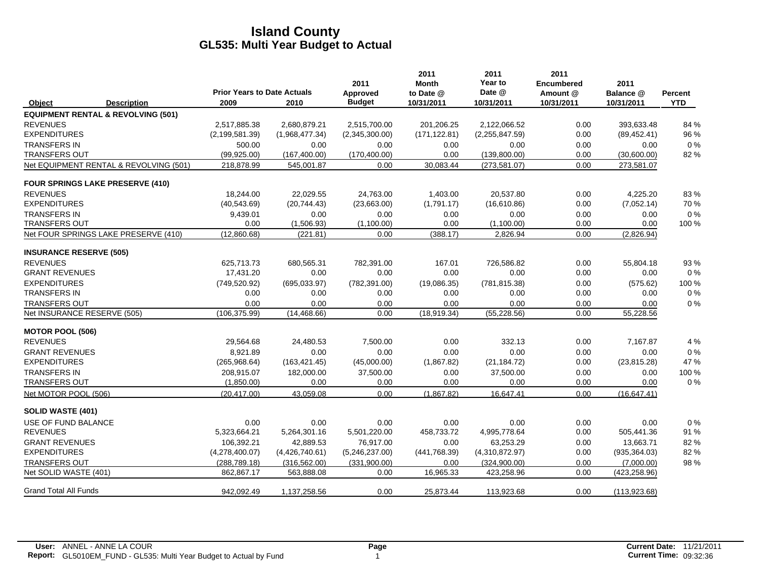# Island County
## GL535: Multi Year Budget to Actual

| Object | Description | Prior Years to Date Actuals 2009 | 2010 | 2011 Approved Budget | 2011 Month to Date @ 10/31/2011 | 2011 Year to Date @ 10/31/2011 | 2011 Encumbered Amount @ 10/31/2011 | 2011 Balance @ 10/31/2011 | Percent YTD |
|---|---|---|---|---|---|---|---|---|---|
| **EQUIPMENT RENTAL & REVOLVING (501)** | | | | | | | | | |
| REVENUES | | 2,517,885.38 | 2,680,879.21 | 2,515,700.00 | 201,206.25 | 2,122,066.52 | 0.00 | 393,633.48 | 84 % |
| EXPENDITURES | | (2,199,581.39) | (1,968,477.34) | (2,345,300.00) | (171,122.81) | (2,255,847.59) | 0.00 | (89,452.41) | 96 % |
| TRANSFERS IN | | 500.00 | 0.00 | 0.00 | 0.00 | 0.00 | 0.00 | 0.00 | 0 % |
| TRANSFERS OUT | | (99,925.00) | (167,400.00) | (170,400.00) | 0.00 | (139,800.00) | 0.00 | (30,600.00) | 82 % |
| Net EQUIPMENT RENTAL & REVOLVING (501) | | 218,878.99 | 545,001.87 | 0.00 | 30,083.44 | (273,581.07) | 0.00 | 273,581.07 | |
| **FOUR SPRINGS LAKE PRESERVE (410)** | | | | | | | | | |
| REVENUES | | 18,244.00 | 22,029.55 | 24,763.00 | 1,403.00 | 20,537.80 | 0.00 | 4,225.20 | 83 % |
| EXPENDITURES | | (40,543.69) | (20,744.43) | (23,663.00) | (1,791.17) | (16,610.86) | 0.00 | (7,052.14) | 70 % |
| TRANSFERS IN | | 9,439.01 | 0.00 | 0.00 | 0.00 | 0.00 | 0.00 | 0.00 | 0 % |
| TRANSFERS OUT | | 0.00 | (1,506.93) | (1,100.00) | 0.00 | (1,100.00) | 0.00 | 0.00 | 100 % |
| Net FOUR SPRINGS LAKE PRESERVE (410) | | (12,860.68) | (221.81) | 0.00 | (388.17) | 2,826.94 | 0.00 | (2,826.94) | |
| **INSURANCE RESERVE (505)** | | | | | | | | | |
| REVENUES | | 625,713.73 | 680,565.31 | 782,391.00 | 167.01 | 726,586.82 | 0.00 | 55,804.18 | 93 % |
| GRANT REVENUES | | 17,431.20 | 0.00 | 0.00 | 0.00 | 0.00 | 0.00 | 0.00 | 0 % |
| EXPENDITURES | | (749,520.92) | (695,033.97) | (782,391.00) | (19,086.35) | (781,815.38) | 0.00 | (575.62) | 100 % |
| TRANSFERS IN | | 0.00 | 0.00 | 0.00 | 0.00 | 0.00 | 0.00 | 0.00 | 0 % |
| TRANSFERS OUT | | 0.00 | 0.00 | 0.00 | 0.00 | 0.00 | 0.00 | 0.00 | 0 % |
| Net INSURANCE RESERVE (505) | | (106,375.99) | (14,468.66) | 0.00 | (18,919.34) | (55,228.56) | 0.00 | 55,228.56 | |
| **MOTOR POOL (506)** | | | | | | | | | |
| REVENUES | | 29,564.68 | 24,480.53 | 7,500.00 | 0.00 | 332.13 | 0.00 | 7,167.87 | 4 % |
| GRANT REVENUES | | 8,921.89 | 0.00 | 0.00 | 0.00 | 0.00 | 0.00 | 0.00 | 0 % |
| EXPENDITURES | | (265,968.64) | (163,421.45) | (45,000.00) | (1,867.82) | (21,184.72) | 0.00 | (23,815.28) | 47 % |
| TRANSFERS IN | | 208,915.07 | 182,000.00 | 37,500.00 | 0.00 | 37,500.00 | 0.00 | 0.00 | 100 % |
| TRANSFERS OUT | | (1,850.00) | 0.00 | 0.00 | 0.00 | 0.00 | 0.00 | 0.00 | 0 % |
| Net MOTOR POOL (506) | | (20,417.00) | 43,059.08 | 0.00 | (1,867.82) | 16,647.41 | 0.00 | (16,647.41) | |
| **SOLID WASTE (401)** | | | | | | | | | |
| USE OF FUND BALANCE | | 0.00 | 0.00 | 0.00 | 0.00 | 0.00 | 0.00 | 0.00 | 0 % |
| REVENUES | | 5,323,664.21 | 5,264,301.16 | 5,501,220.00 | 458,733.72 | 4,995,778.64 | 0.00 | 505,441.36 | 91 % |
| GRANT REVENUES | | 106,392.21 | 42,889.53 | 76,917.00 | 0.00 | 63,253.29 | 0.00 | 13,663.71 | 82 % |
| EXPENDITURES | | (4,278,400.07) | (4,426,740.61) | (5,246,237.00) | (441,768.39) | (4,310,872.97) | 0.00 | (935,364.03) | 82 % |
| TRANSFERS OUT | | (288,789.18) | (316,562.00) | (331,900.00) | 0.00 | (324,900.00) | 0.00 | (7,000.00) | 98 % |
| Net SOLID WASTE (401) | | 862,867.17 | 563,888.08 | 0.00 | 16,965.33 | 423,258.96 | 0.00 | (423,258.96) | |
| Grand Total All Funds | | 942,092.49 | 1,137,258.56 | 0.00 | 25,873.44 | 113,923.68 | 0.00 | (113,923.68) | |

**User:** ANNEL - ANNE LA COUR
**Report:** GL5010EM_FUND - GL535: Multi Year Budget to Actual by Fund

**Current Date:** 11/21/2011
**Current Time:** 09:32:36